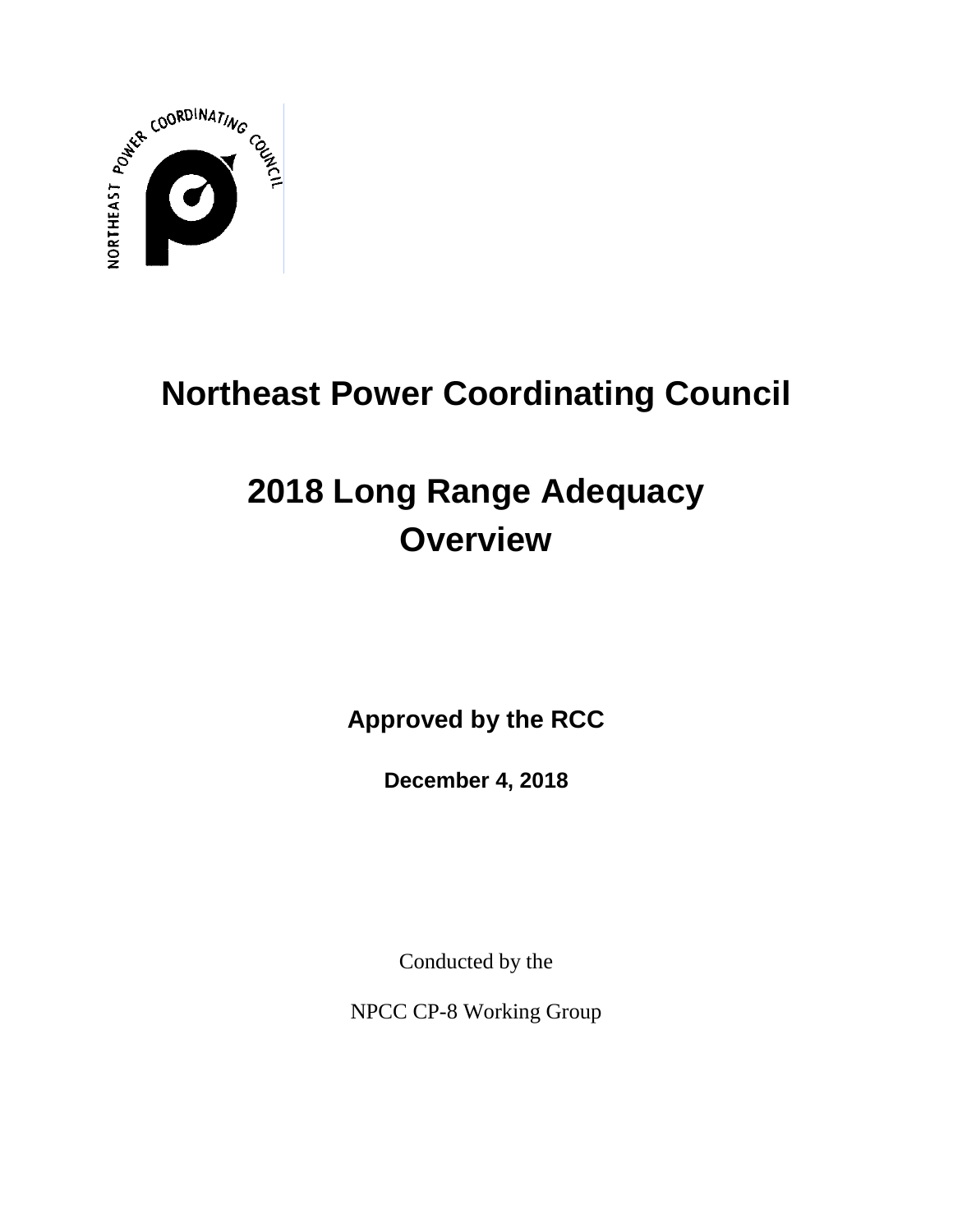# Northeast Power Coordinating Council

# 2018 Long Range Adequacy Overview

**Approved by the RCC**

**December 4, 2018**

Conducted by the

NPCC CP-8 Working Group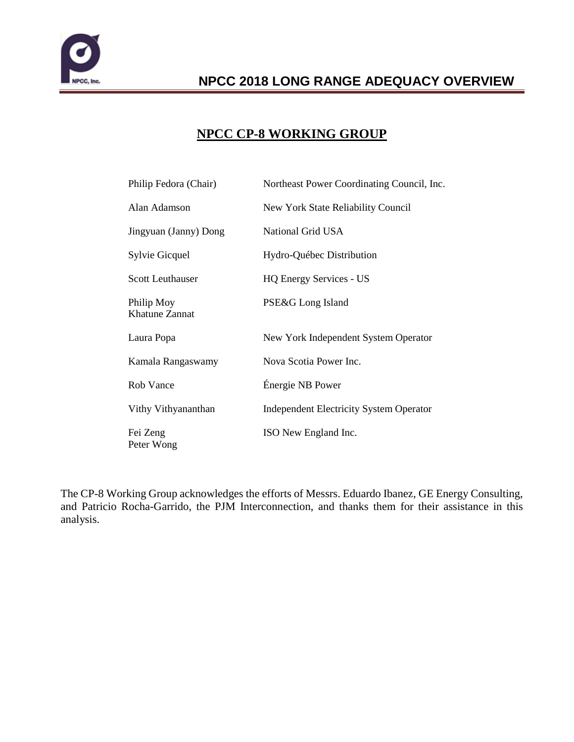## NPCC CP-8 WORKING GROUP

| | |
|---|---|
| Philip Fedora (Chair) | Northeast Power Coordinating Council, Inc. |
| Alan Adamson | New York State Reliability Council |
| Jingyuan (Janny) Dong | National Grid USA |
| Sylvie Gicquel | Hydro-Québec Distribution |
| Scott Leuthauser | HQ Energy Services - US |
| Philip Moy<br>Khatune Zannat | PSE&G Long Island |
| Laura Popa | New York Independent System Operator |
| Kamala Rangaswamy | Nova Scotia Power Inc. |
| Rob Vance | Énergie NB Power |
| Vithy Vithyananthan | Independent Electricity System Operator |
| Fei Zeng<br>Peter Wong | ISO New England Inc. |

The CP-8 Working Group acknowledges the efforts of Messrs. Eduardo Ibanez, GE Energy Consulting, and Patricio Rocha-Garrido, the PJM Interconnection, and thanks them for their assistance in this analysis.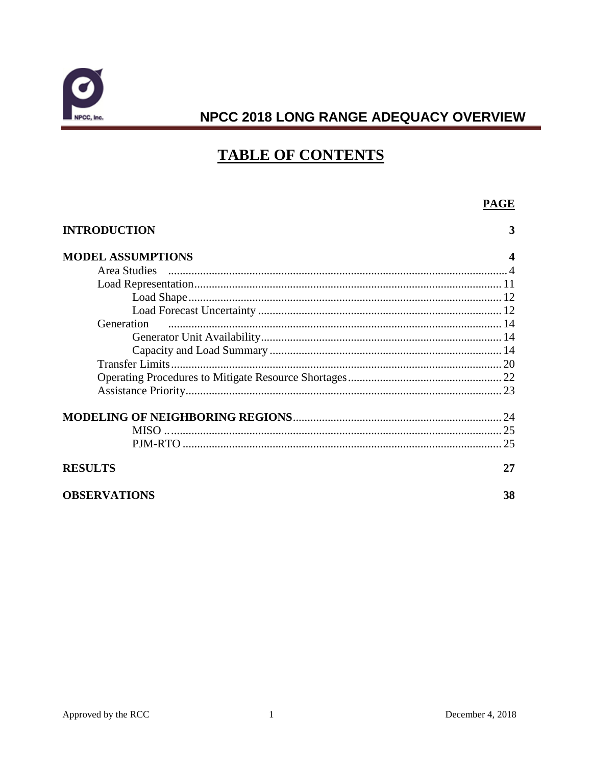# TABLE OF CONTENTS

| | PAGE |
|---|---|
| **INTRODUCTION** | **3** |
| **MODEL ASSUMPTIONS** | **4** |
| Area Studies | 4 |
| Load Representation | 11 |
| Load Shape | 12 |
| Load Forecast Uncertainty | 12 |
| Generation | 14 |
| Generator Unit Availability | 14 |
| Capacity and Load Summary | 14 |
| Transfer Limits | 20 |
| Operating Procedures to Mitigate Resource Shortages | 22 |
| Assistance Priority | 23 |
| **MODELING OF NEIGHBORING REGIONS** | 24 |
| MISO | 25 |
| PJM-RTO | 25 |
| **RESULTS** | **27** |
| **OBSERVATIONS** | **38** |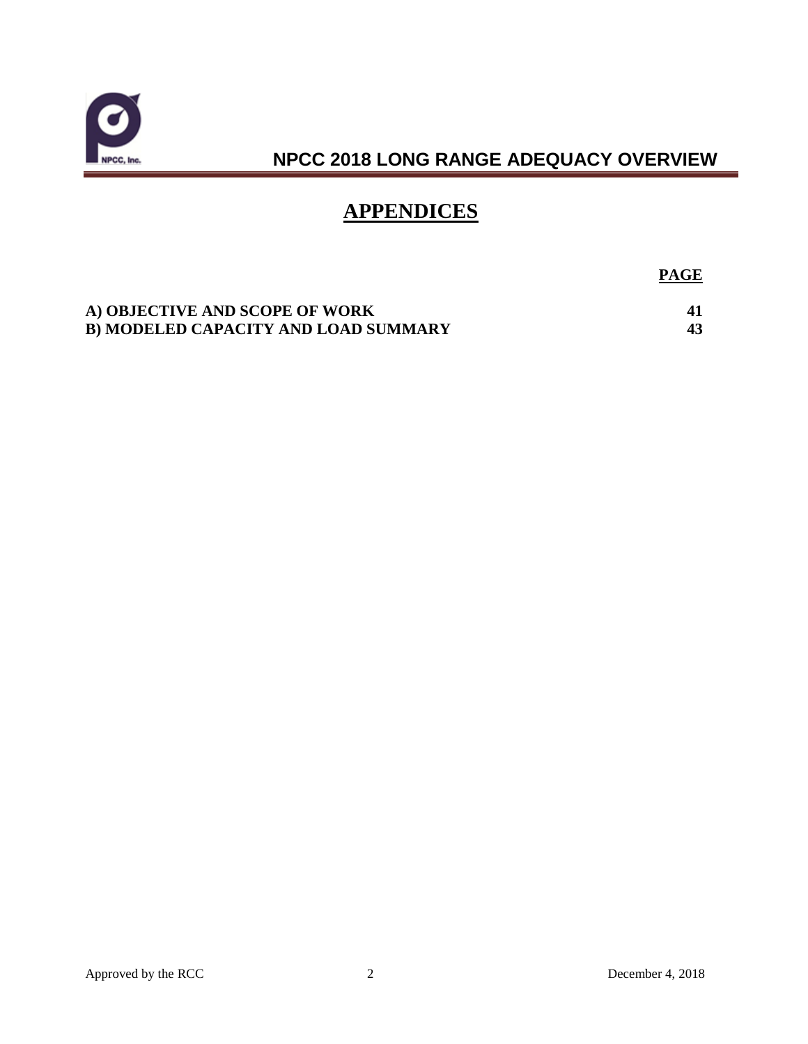# APPENDICES

| | PAGE |
|---|---|
| **A) OBJECTIVE AND SCOPE OF WORK** | **41** |
| **B) MODELED CAPACITY AND LOAD SUMMARY** | **43** |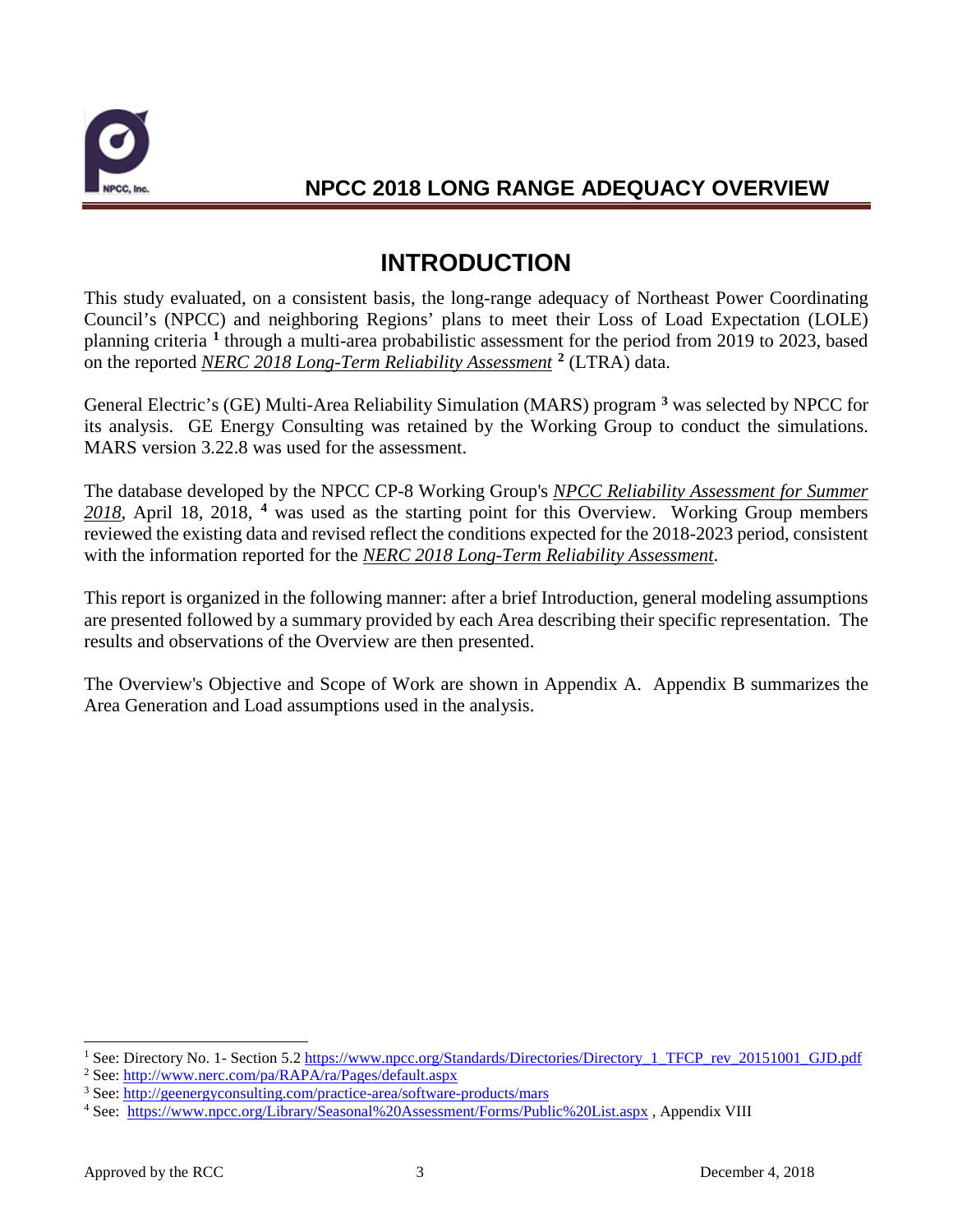# INTRODUCTION

This study evaluated, on a consistent basis, the long-range adequacy of Northeast Power Coordinating Council's (NPCC) and neighboring Regions' plans to meet their Loss of Load Expectation (LOLE) planning criteria [1] through a multi-area probabilistic assessment for the period from 2019 to 2023, based on the reported *NERC 2018 Long-Term Reliability Assessment* [2] (LTRA) data.

General Electric's (GE) Multi-Area Reliability Simulation (MARS) program [3] was selected by NPCC for its analysis. GE Energy Consulting was retained by the Working Group to conduct the simulations. MARS version 3.22.8 was used for the assessment.

The database developed by the NPCC CP-8 Working Group's *NPCC Reliability Assessment for Summer 2018*, April 18, 2018, [4] was used as the starting point for this Overview. Working Group members reviewed the existing data and revised reflect the conditions expected for the 2018-2023 period, consistent with the information reported for the *NERC 2018 Long-Term Reliability Assessment*.

This report is organized in the following manner: after a brief Introduction, general modeling assumptions are presented followed by a summary provided by each Area describing their specific representation. The results and observations of the Overview are then presented.

The Overview's Objective and Scope of Work are shown in Appendix A. Appendix B summarizes the Area Generation and Load assumptions used in the analysis.

---

[1] See: Directory No. 1- Section 5.2 https://www.npcc.org/Standards/Directories/Directory_1_TFCP_rev_20151001_GJD.pdf

[2] See: http://www.nerc.com/pa/RAPA/ra/Pages/default.aspx

[3] See: http://geenergyconsulting.com/practice-area/software-products/mars

[4] See: https://www.npcc.org/Library/Seasonal%20Assessment/Forms/Public%20List.aspx , Appendix VIII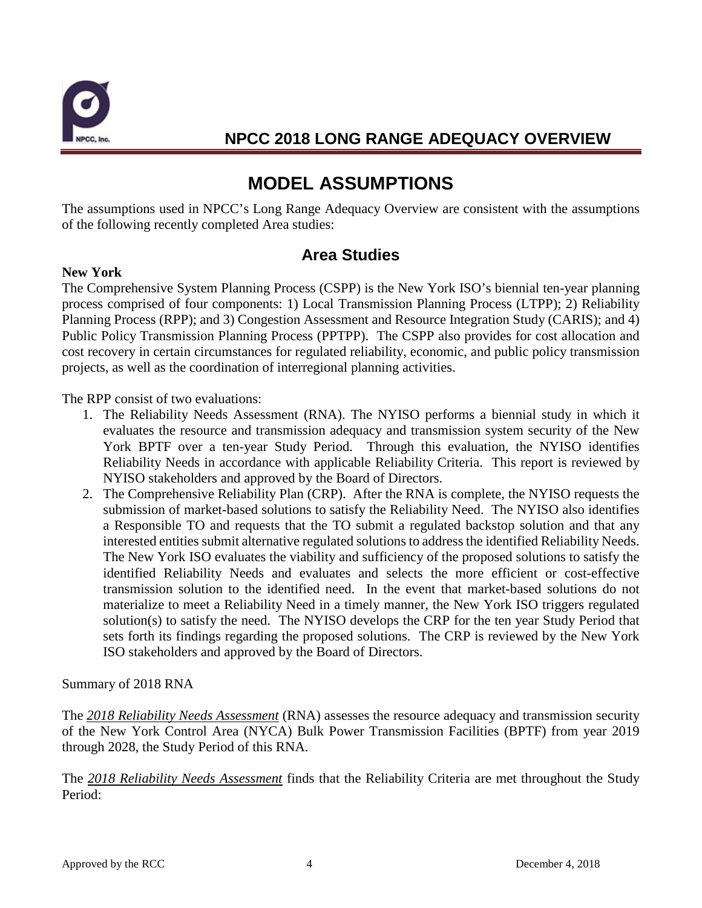# MODEL ASSUMPTIONS

The assumptions used in NPCC's Long Range Adequacy Overview are consistent with the assumptions of the following recently completed Area studies:

## Area Studies

**New York**

The Comprehensive System Planning Process (CSPP) is the New York ISO's biennial ten-year planning process comprised of four components: 1) Local Transmission Planning Process (LTPP); 2) Reliability Planning Process (RPP); and 3) Congestion Assessment and Resource Integration Study (CARIS); and 4) Public Policy Transmission Planning Process (PPTPP). The CSPP also provides for cost allocation and cost recovery in certain circumstances for regulated reliability, economic, and public policy transmission projects, as well as the coordination of interregional planning activities.

The RPP consist of two evaluations:

1. The Reliability Needs Assessment (RNA). The NYISO performs a biennial study in which it evaluates the resource and transmission adequacy and transmission system security of the New York BPTF over a ten-year Study Period. Through this evaluation, the NYISO identifies Reliability Needs in accordance with applicable Reliability Criteria. This report is reviewed by NYISO stakeholders and approved by the Board of Directors.
2. The Comprehensive Reliability Plan (CRP). After the RNA is complete, the NYISO requests the submission of market-based solutions to satisfy the Reliability Need. The NYISO also identifies a Responsible TO and requests that the TO submit a regulated backstop solution and that any interested entities submit alternative regulated solutions to address the identified Reliability Needs. The New York ISO evaluates the viability and sufficiency of the proposed solutions to satisfy the identified Reliability Needs and evaluates and selects the more efficient or cost-effective transmission solution to the identified need. In the event that market-based solutions do not materialize to meet a Reliability Need in a timely manner, the New York ISO triggers regulated solution(s) to satisfy the need. The NYISO develops the CRP for the ten year Study Period that sets forth its findings regarding the proposed solutions. The CRP is reviewed by the New York ISO stakeholders and approved by the Board of Directors.

Summary of 2018 RNA

The *2018 Reliability Needs Assessment* (RNA) assesses the resource adequacy and transmission security of the New York Control Area (NYCA) Bulk Power Transmission Facilities (BPTF) from year 2019 through 2028, the Study Period of this RNA.

The *2018 Reliability Needs Assessment* finds that the Reliability Criteria are met throughout the Study Period: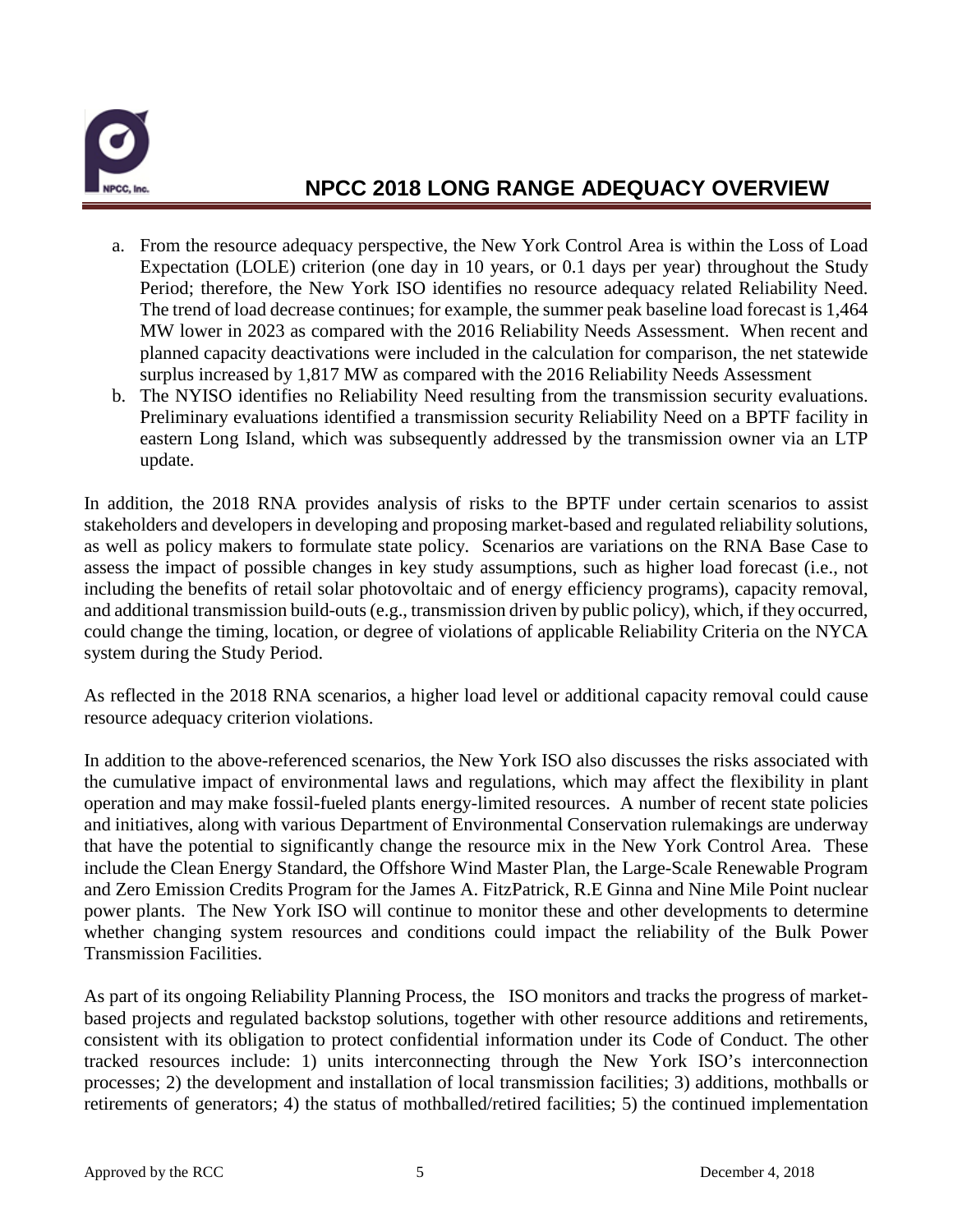a. From the resource adequacy perspective, the New York Control Area is within the Loss of Load Expectation (LOLE) criterion (one day in 10 years, or 0.1 days per year) throughout the Study Period; therefore, the New York ISO identifies no resource adequacy related Reliability Need. The trend of load decrease continues; for example, the summer peak baseline load forecast is 1,464 MW lower in 2023 as compared with the 2016 Reliability Needs Assessment. When recent and planned capacity deactivations were included in the calculation for comparison, the net statewide surplus increased by 1,817 MW as compared with the 2016 Reliability Needs Assessment
b. The NYISO identifies no Reliability Need resulting from the transmission security evaluations. Preliminary evaluations identified a transmission security Reliability Need on a BPTF facility in eastern Long Island, which was subsequently addressed by the transmission owner via an LTP update.

In addition, the 2018 RNA provides analysis of risks to the BPTF under certain scenarios to assist stakeholders and developers in developing and proposing market-based and regulated reliability solutions, as well as policy makers to formulate state policy. Scenarios are variations on the RNA Base Case to assess the impact of possible changes in key study assumptions, such as higher load forecast (i.e., not including the benefits of retail solar photovoltaic and of energy efficiency programs), capacity removal, and additional transmission build-outs (e.g., transmission driven by public policy), which, if they occurred, could change the timing, location, or degree of violations of applicable Reliability Criteria on the NYCA system during the Study Period.

As reflected in the 2018 RNA scenarios, a higher load level or additional capacity removal could cause resource adequacy criterion violations.

In addition to the above-referenced scenarios, the New York ISO also discusses the risks associated with the cumulative impact of environmental laws and regulations, which may affect the flexibility in plant operation and may make fossil-fueled plants energy-limited resources. A number of recent state policies and initiatives, along with various Department of Environmental Conservation rulemakings are underway that have the potential to significantly change the resource mix in the New York Control Area. These include the Clean Energy Standard, the Offshore Wind Master Plan, the Large-Scale Renewable Program and Zero Emission Credits Program for the James A. FitzPatrick, R.E Ginna and Nine Mile Point nuclear power plants. The New York ISO will continue to monitor these and other developments to determine whether changing system resources and conditions could impact the reliability of the Bulk Power Transmission Facilities.

As part of its ongoing Reliability Planning Process, the ISO monitors and tracks the progress of market-based projects and regulated backstop solutions, together with other resource additions and retirements, consistent with its obligation to protect confidential information under its Code of Conduct. The other tracked resources include: 1) units interconnecting through the New York ISO's interconnection processes; 2) the development and installation of local transmission facilities; 3) additions, mothballs or retirements of generators; 4) the status of mothballed/retired facilities; 5) the continued implementation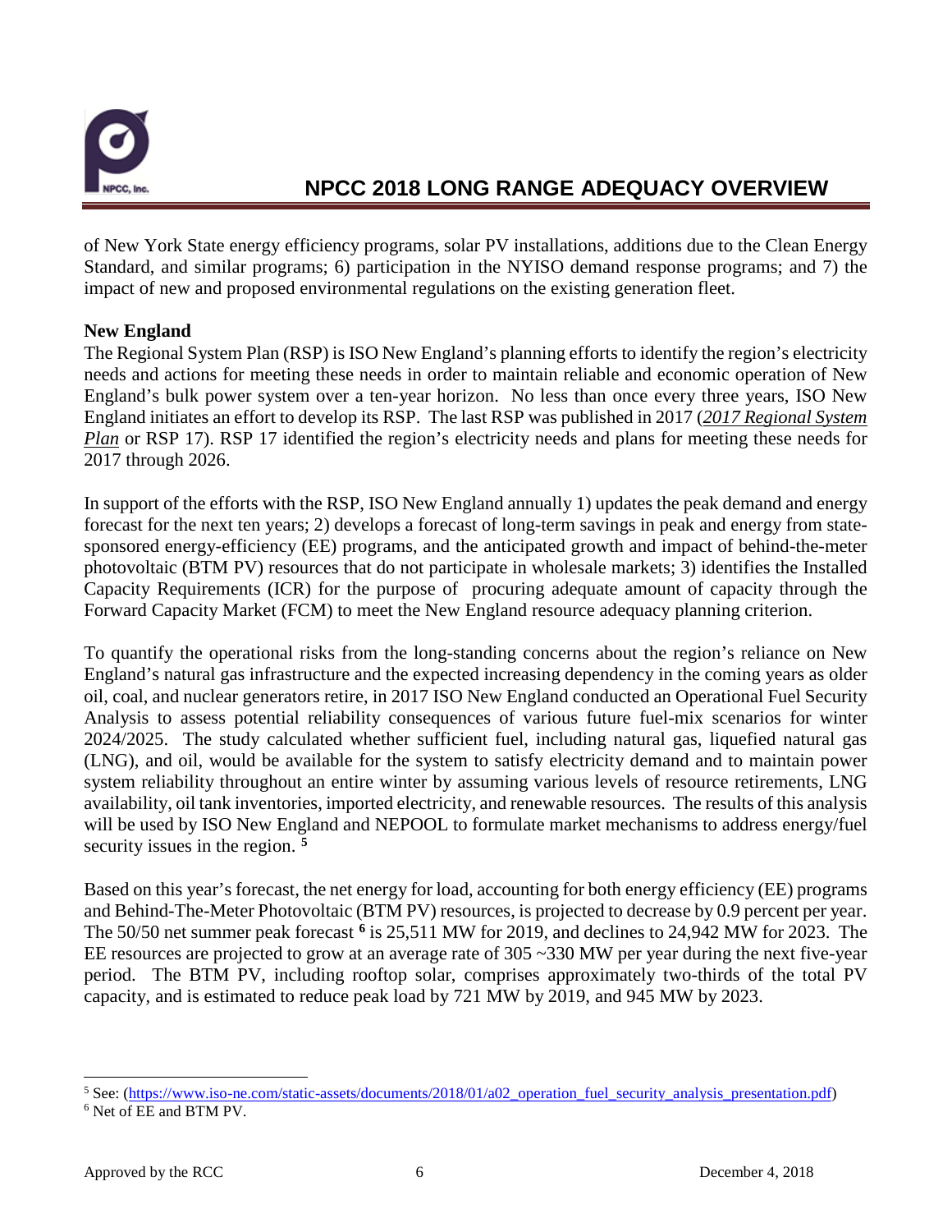of New York State energy efficiency programs, solar PV installations, additions due to the Clean Energy Standard, and similar programs; 6) participation in the NYISO demand response programs; and 7) the impact of new and proposed environmental regulations on the existing generation fleet.

**New England**

The Regional System Plan (RSP) is ISO New England's planning efforts to identify the region's electricity needs and actions for meeting these needs in order to maintain reliable and economic operation of New England's bulk power system over a ten-year horizon. No less than once every three years, ISO New England initiates an effort to develop its RSP. The last RSP was published in 2017 (*2017 Regional System Plan* or RSP 17). RSP 17 identified the region's electricity needs and plans for meeting these needs for 2017 through 2026.

In support of the efforts with the RSP, ISO New England annually 1) updates the peak demand and energy forecast for the next ten years; 2) develops a forecast of long-term savings in peak and energy from state-sponsored energy-efficiency (EE) programs, and the anticipated growth and impact of behind-the-meter photovoltaic (BTM PV) resources that do not participate in wholesale markets; 3) identifies the Installed Capacity Requirements (ICR) for the purpose of procuring adequate amount of capacity through the Forward Capacity Market (FCM) to meet the New England resource adequacy planning criterion.

To quantify the operational risks from the long-standing concerns about the region's reliance on New England's natural gas infrastructure and the expected increasing dependency in the coming years as older oil, coal, and nuclear generators retire, in 2017 ISO New England conducted an Operational Fuel Security Analysis to assess potential reliability consequences of various future fuel-mix scenarios for winter 2024/2025. The study calculated whether sufficient fuel, including natural gas, liquefied natural gas (LNG), and oil, would be available for the system to satisfy electricity demand and to maintain power system reliability throughout an entire winter by assuming various levels of resource retirements, LNG availability, oil tank inventories, imported electricity, and renewable resources. The results of this analysis will be used by ISO New England and NEPOOL to formulate market mechanisms to address energy/fuel security issues in the region. [5]

Based on this year's forecast, the net energy for load, accounting for both energy efficiency (EE) programs and Behind-The-Meter Photovoltaic (BTM PV) resources, is projected to decrease by 0.9 percent per year. The 50/50 net summer peak forecast [6] is 25,511 MW for 2019, and declines to 24,942 MW for 2023. The EE resources are projected to grow at an average rate of 305 ~330 MW per year during the next five-year period. The BTM PV, including rooftop solar, comprises approximately two-thirds of the total PV capacity, and is estimated to reduce peak load by 721 MW by 2019, and 945 MW by 2023.

---

[5] See: (https://www.iso-ne.com/static-assets/documents/2018/01/a02_operation_fuel_security_analysis_presentation.pdf)

[6] Net of EE and BTM PV.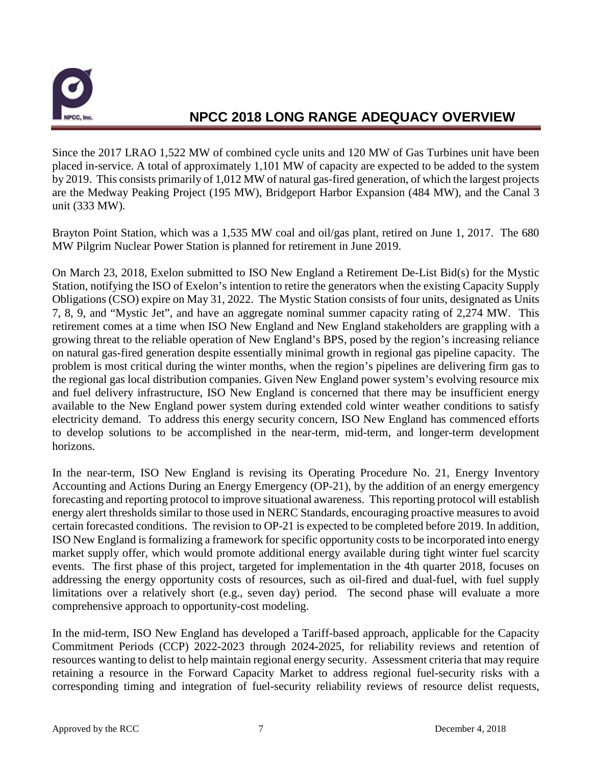Since the 2017 LRAO 1,522 MW of combined cycle units and 120 MW of Gas Turbines unit have been placed in-service. A total of approximately 1,101 MW of capacity are expected to be added to the system by 2019. This consists primarily of 1,012 MW of natural gas-fired generation, of which the largest projects are the Medway Peaking Project (195 MW), Bridgeport Harbor Expansion (484 MW), and the Canal 3 unit (333 MW).

Brayton Point Station, which was a 1,535 MW coal and oil/gas plant, retired on June 1, 2017. The 680 MW Pilgrim Nuclear Power Station is planned for retirement in June 2019.

On March 23, 2018, Exelon submitted to ISO New England a Retirement De-List Bid(s) for the Mystic Station, notifying the ISO of Exelon's intention to retire the generators when the existing Capacity Supply Obligations (CSO) expire on May 31, 2022. The Mystic Station consists of four units, designated as Units 7, 8, 9, and "Mystic Jet", and have an aggregate nominal summer capacity rating of 2,274 MW. This retirement comes at a time when ISO New England and New England stakeholders are grappling with a growing threat to the reliable operation of New England's BPS, posed by the region's increasing reliance on natural gas-fired generation despite essentially minimal growth in regional gas pipeline capacity. The problem is most critical during the winter months, when the region's pipelines are delivering firm gas to the regional gas local distribution companies. Given New England power system's evolving resource mix and fuel delivery infrastructure, ISO New England is concerned that there may be insufficient energy available to the New England power system during extended cold winter weather conditions to satisfy electricity demand. To address this energy security concern, ISO New England has commenced efforts to develop solutions to be accomplished in the near-term, mid-term, and longer-term development horizons.

In the near-term, ISO New England is revising its Operating Procedure No. 21, Energy Inventory Accounting and Actions During an Energy Emergency (OP-21), by the addition of an energy emergency forecasting and reporting protocol to improve situational awareness. This reporting protocol will establish energy alert thresholds similar to those used in NERC Standards, encouraging proactive measures to avoid certain forecasted conditions. The revision to OP-21 is expected to be completed before 2019. In addition, ISO New England is formalizing a framework for specific opportunity costs to be incorporated into energy market supply offer, which would promote additional energy available during tight winter fuel scarcity events. The first phase of this project, targeted for implementation in the 4th quarter 2018, focuses on addressing the energy opportunity costs of resources, such as oil-fired and dual-fuel, with fuel supply limitations over a relatively short (e.g., seven day) period. The second phase will evaluate a more comprehensive approach to opportunity-cost modeling.

In the mid-term, ISO New England has developed a Tariff-based approach, applicable for the Capacity Commitment Periods (CCP) 2022-2023 through 2024-2025, for reliability reviews and retention of resources wanting to delist to help maintain regional energy security. Assessment criteria that may require retaining a resource in the Forward Capacity Market to address regional fuel-security risks with a corresponding timing and integration of fuel-security reliability reviews of resource delist requests,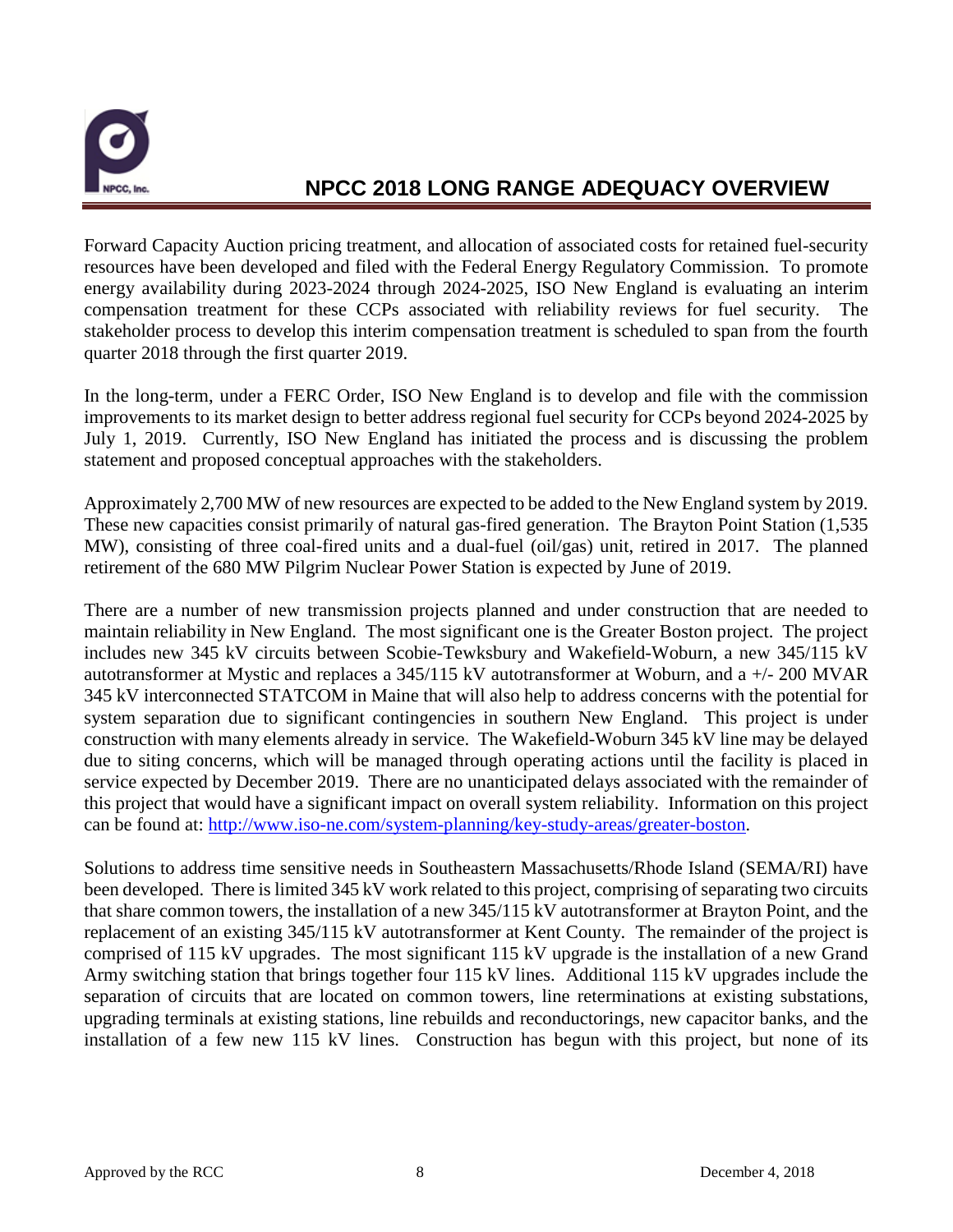Forward Capacity Auction pricing treatment, and allocation of associated costs for retained fuel-security resources have been developed and filed with the Federal Energy Regulatory Commission. To promote energy availability during 2023-2024 through 2024-2025, ISO New England is evaluating an interim compensation treatment for these CCPs associated with reliability reviews for fuel security. The stakeholder process to develop this interim compensation treatment is scheduled to span from the fourth quarter 2018 through the first quarter 2019.

In the long-term, under a FERC Order, ISO New England is to develop and file with the commission improvements to its market design to better address regional fuel security for CCPs beyond 2024-2025 by July 1, 2019. Currently, ISO New England has initiated the process and is discussing the problem statement and proposed conceptual approaches with the stakeholders.

Approximately 2,700 MW of new resources are expected to be added to the New England system by 2019. These new capacities consist primarily of natural gas-fired generation. The Brayton Point Station (1,535 MW), consisting of three coal-fired units and a dual-fuel (oil/gas) unit, retired in 2017. The planned retirement of the 680 MW Pilgrim Nuclear Power Station is expected by June of 2019.

There are a number of new transmission projects planned and under construction that are needed to maintain reliability in New England. The most significant one is the Greater Boston project. The project includes new 345 kV circuits between Scobie-Tewksbury and Wakefield-Woburn, a new 345/115 kV autotransformer at Mystic and replaces a 345/115 kV autotransformer at Woburn, and a +/- 200 MVAR 345 kV interconnected STATCOM in Maine that will also help to address concerns with the potential for system separation due to significant contingencies in southern New England. This project is under construction with many elements already in service. The Wakefield-Woburn 345 kV line may be delayed due to siting concerns, which will be managed through operating actions until the facility is placed in service expected by December 2019. There are no unanticipated delays associated with the remainder of this project that would have a significant impact on overall system reliability. Information on this project can be found at: http://www.iso-ne.com/system-planning/key-study-areas/greater-boston.

Solutions to address time sensitive needs in Southeastern Massachusetts/Rhode Island (SEMA/RI) have been developed. There is limited 345 kV work related to this project, comprising of separating two circuits that share common towers, the installation of a new 345/115 kV autotransformer at Brayton Point, and the replacement of an existing 345/115 kV autotransformer at Kent County. The remainder of the project is comprised of 115 kV upgrades. The most significant 115 kV upgrade is the installation of a new Grand Army switching station that brings together four 115 kV lines. Additional 115 kV upgrades include the separation of circuits that are located on common towers, line reterminations at existing substations, upgrading terminals at existing stations, line rebuilds and reconductorings, new capacitor banks, and the installation of a few new 115 kV lines. Construction has begun with this project, but none of its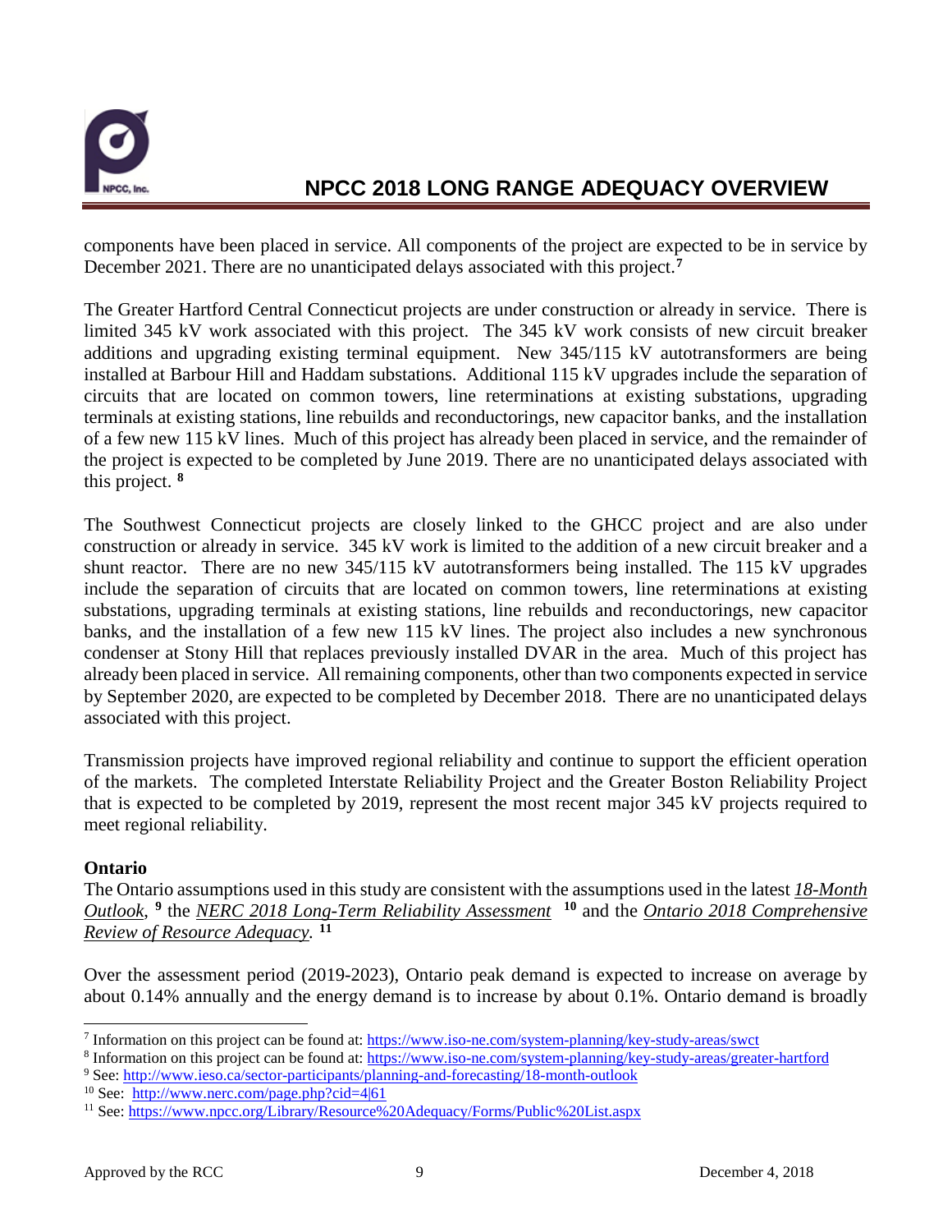components have been placed in service. All components of the project are expected to be in service by December 2021. There are no unanticipated delays associated with this project.[7]

The Greater Hartford Central Connecticut projects are under construction or already in service. There is limited 345 kV work associated with this project. The 345 kV work consists of new circuit breaker additions and upgrading existing terminal equipment. New 345/115 kV autotransformers are being installed at Barbour Hill and Haddam substations. Additional 115 kV upgrades include the separation of circuits that are located on common towers, line reterminations at existing substations, upgrading terminals at existing stations, line rebuilds and reconductorings, new capacitor banks, and the installation of a few new 115 kV lines. Much of this project has already been placed in service, and the remainder of the project is expected to be completed by June 2019. There are no unanticipated delays associated with this project.[8]

The Southwest Connecticut projects are closely linked to the GHCC project and are also under construction or already in service. 345 kV work is limited to the addition of a new circuit breaker and a shunt reactor. There are no new 345/115 kV autotransformers being installed. The 115 kV upgrades include the separation of circuits that are located on common towers, line reterminations at existing substations, upgrading terminals at existing stations, line rebuilds and reconductorings, new capacitor banks, and the installation of a few new 115 kV lines. The project also includes a new synchronous condenser at Stony Hill that replaces previously installed DVAR in the area. Much of this project has already been placed in service. All remaining components, other than two components expected in service by September 2020, are expected to be completed by December 2018. There are no unanticipated delays associated with this project.

Transmission projects have improved regional reliability and continue to support the efficient operation of the markets. The completed Interstate Reliability Project and the Greater Boston Reliability Project that is expected to be completed by 2019, represent the most recent major 345 kV projects required to meet regional reliability.

### Ontario

The Ontario assumptions used in this study are consistent with the assumptions used in the latest *18-Month Outlook*,[9] the *NERC 2018 Long-Term Reliability Assessment*[10] and the *Ontario 2018 Comprehensive Review of Resource Adequacy.*[11]

Over the assessment period (2019-2023), Ontario peak demand is expected to increase on average by about 0.14% annually and the energy demand is to increase by about 0.1%. Ontario demand is broadly

---

[7] Information on this project can be found at: https://www.iso-ne.com/system-planning/key-study-areas/swct

[8] Information on this project can be found at: https://www.iso-ne.com/system-planning/key-study-areas/greater-hartford

[9] See: http://www.ieso.ca/sector-participants/planning-and-forecasting/18-month-outlook

[10] See: http://www.nerc.com/page.php?cid=4|61

[11] See: https://www.npcc.org/Library/Resource%20Adequacy/Forms/Public%20List.aspx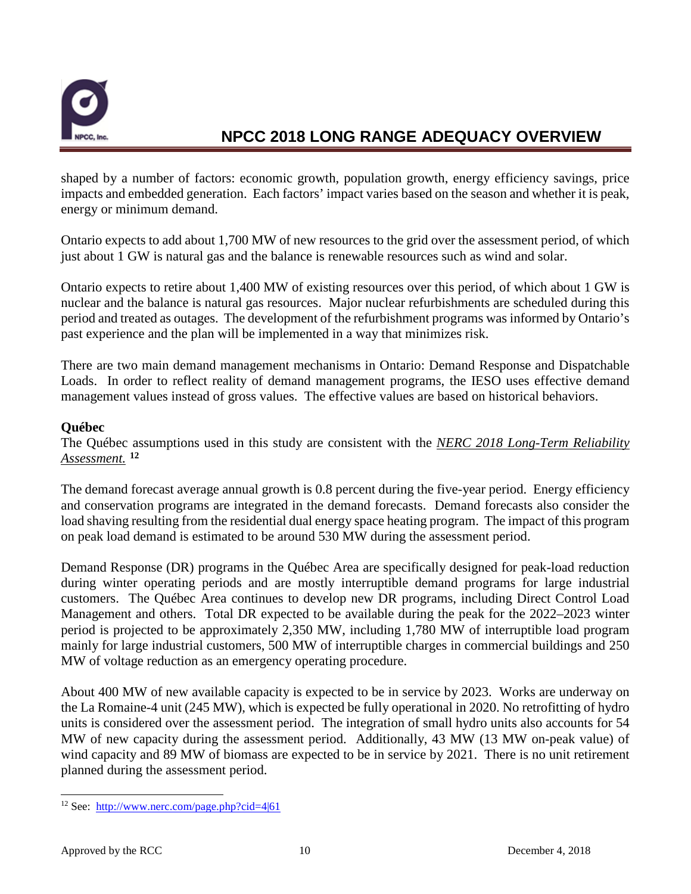shaped by a number of factors: economic growth, population growth, energy efficiency savings, price impacts and embedded generation. Each factors' impact varies based on the season and whether it is peak, energy or minimum demand.

Ontario expects to add about 1,700 MW of new resources to the grid over the assessment period, of which just about 1 GW is natural gas and the balance is renewable resources such as wind and solar.

Ontario expects to retire about 1,400 MW of existing resources over this period, of which about 1 GW is nuclear and the balance is natural gas resources. Major nuclear refurbishments are scheduled during this period and treated as outages. The development of the refurbishment programs was informed by Ontario's past experience and the plan will be implemented in a way that minimizes risk.

There are two main demand management mechanisms in Ontario: Demand Response and Dispatchable Loads. In order to reflect reality of demand management programs, the IESO uses effective demand management values instead of gross values. The effective values are based on historical behaviors.

**Québec**

The Québec assumptions used in this study are consistent with the *NERC 2018 Long-Term Reliability Assessment.* [12]

The demand forecast average annual growth is 0.8 percent during the five-year period. Energy efficiency and conservation programs are integrated in the demand forecasts. Demand forecasts also consider the load shaving resulting from the residential dual energy space heating program. The impact of this program on peak load demand is estimated to be around 530 MW during the assessment period.

Demand Response (DR) programs in the Québec Area are specifically designed for peak-load reduction during winter operating periods and are mostly interruptible demand programs for large industrial customers. The Québec Area continues to develop new DR programs, including Direct Control Load Management and others. Total DR expected to be available during the peak for the 2022–2023 winter period is projected to be approximately 2,350 MW, including 1,780 MW of interruptible load program mainly for large industrial customers, 500 MW of interruptible charges in commercial buildings and 250 MW of voltage reduction as an emergency operating procedure.

About 400 MW of new available capacity is expected to be in service by 2023. Works are underway on the La Romaine-4 unit (245 MW), which is expected be fully operational in 2020. No retrofitting of hydro units is considered over the assessment period. The integration of small hydro units also accounts for 54 MW of new capacity during the assessment period. Additionally, 43 MW (13 MW on-peak value) of wind capacity and 89 MW of biomass are expected to be in service by 2021. There is no unit retirement planned during the assessment period.

[12] See: http://www.nerc.com/page.php?cid=4|61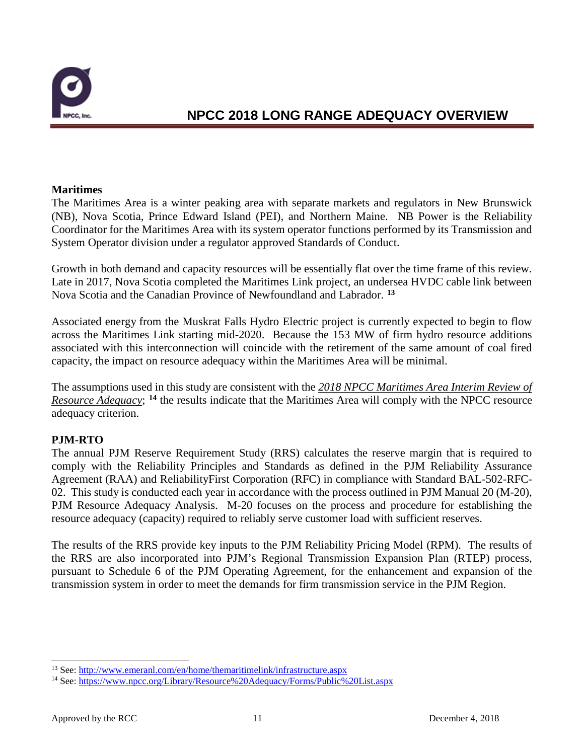**Maritimes**

The Maritimes Area is a winter peaking area with separate markets and regulators in New Brunswick (NB), Nova Scotia, Prince Edward Island (PEI), and Northern Maine. NB Power is the Reliability Coordinator for the Maritimes Area with its system operator functions performed by its Transmission and System Operator division under a regulator approved Standards of Conduct.

Growth in both demand and capacity resources will be essentially flat over the time frame of this review. Late in 2017, Nova Scotia completed the Maritimes Link project, an undersea HVDC cable link between Nova Scotia and the Canadian Province of Newfoundland and Labrador. [13]

Associated energy from the Muskrat Falls Hydro Electric project is currently expected to begin to flow across the Maritimes Link starting mid-2020. Because the 153 MW of firm hydro resource additions associated with this interconnection will coincide with the retirement of the same amount of coal fired capacity, the impact on resource adequacy within the Maritimes Area will be minimal.

The assumptions used in this study are consistent with the *2018 NPCC Maritimes Area Interim Review of Resource Adequacy*; [14] the results indicate that the Maritimes Area will comply with the NPCC resource adequacy criterion.

**PJM-RTO**

The annual PJM Reserve Requirement Study (RRS) calculates the reserve margin that is required to comply with the Reliability Principles and Standards as defined in the PJM Reliability Assurance Agreement (RAA) and ReliabilityFirst Corporation (RFC) in compliance with Standard BAL-502-RFC-02. This study is conducted each year in accordance with the process outlined in PJM Manual 20 (M-20), PJM Resource Adequacy Analysis. M-20 focuses on the process and procedure for establishing the resource adequacy (capacity) required to reliably serve customer load with sufficient reserves.

The results of the RRS provide key inputs to the PJM Reliability Pricing Model (RPM). The results of the RRS are also incorporated into PJM's Regional Transmission Expansion Plan (RTEP) process, pursuant to Schedule 6 of the PJM Operating Agreement, for the enhancement and expansion of the transmission system in order to meet the demands for firm transmission service in the PJM Region.

---

[13] See: http://www.emeranl.com/en/home/themaritimelink/infrastructure.aspx

[14] See: https://www.npcc.org/Library/Resource%20Adequacy/Forms/Public%20List.aspx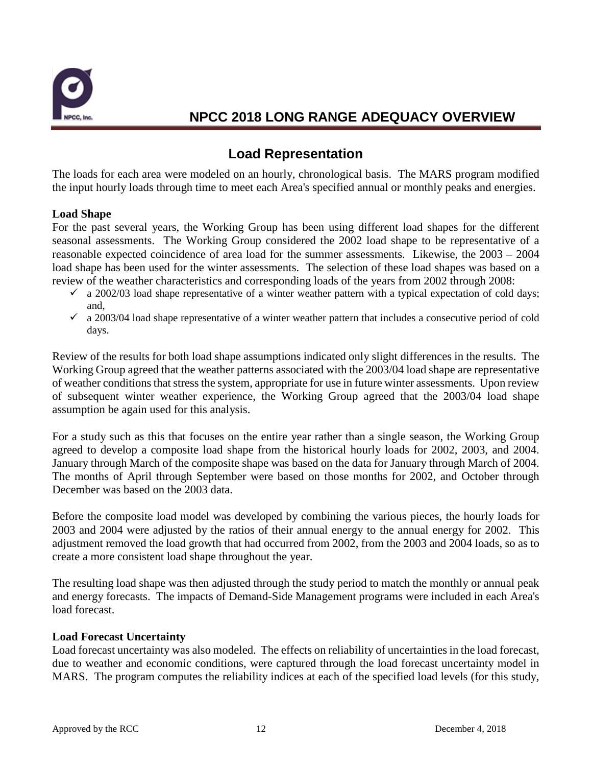## Load Representation

The loads for each area were modeled on an hourly, chronological basis. The MARS program modified the input hourly loads through time to meet each Area's specified annual or monthly peaks and energies.

**Load Shape**

For the past several years, the Working Group has been using different load shapes for the different seasonal assessments. The Working Group considered the 2002 load shape to be representative of a reasonable expected coincidence of area load for the summer assessments. Likewise, the 2003 – 2004 load shape has been used for the winter assessments. The selection of these load shapes was based on a review of the weather characteristics and corresponding loads of the years from 2002 through 2008:

- ✓ a 2002/03 load shape representative of a winter weather pattern with a typical expectation of cold days; and,
- ✓ a 2003/04 load shape representative of a winter weather pattern that includes a consecutive period of cold days.

Review of the results for both load shape assumptions indicated only slight differences in the results. The Working Group agreed that the weather patterns associated with the 2003/04 load shape are representative of weather conditions that stress the system, appropriate for use in future winter assessments. Upon review of subsequent winter weather experience, the Working Group agreed that the 2003/04 load shape assumption be again used for this analysis.

For a study such as this that focuses on the entire year rather than a single season, the Working Group agreed to develop a composite load shape from the historical hourly loads for 2002, 2003, and 2004. January through March of the composite shape was based on the data for January through March of 2004. The months of April through September were based on those months for 2002, and October through December was based on the 2003 data.

Before the composite load model was developed by combining the various pieces, the hourly loads for 2003 and 2004 were adjusted by the ratios of their annual energy to the annual energy for 2002. This adjustment removed the load growth that had occurred from 2002, from the 2003 and 2004 loads, so as to create a more consistent load shape throughout the year.

The resulting load shape was then adjusted through the study period to match the monthly or annual peak and energy forecasts. The impacts of Demand-Side Management programs were included in each Area's load forecast.

**Load Forecast Uncertainty**

Load forecast uncertainty was also modeled. The effects on reliability of uncertainties in the load forecast, due to weather and economic conditions, were captured through the load forecast uncertainty model in MARS. The program computes the reliability indices at each of the specified load levels (for this study,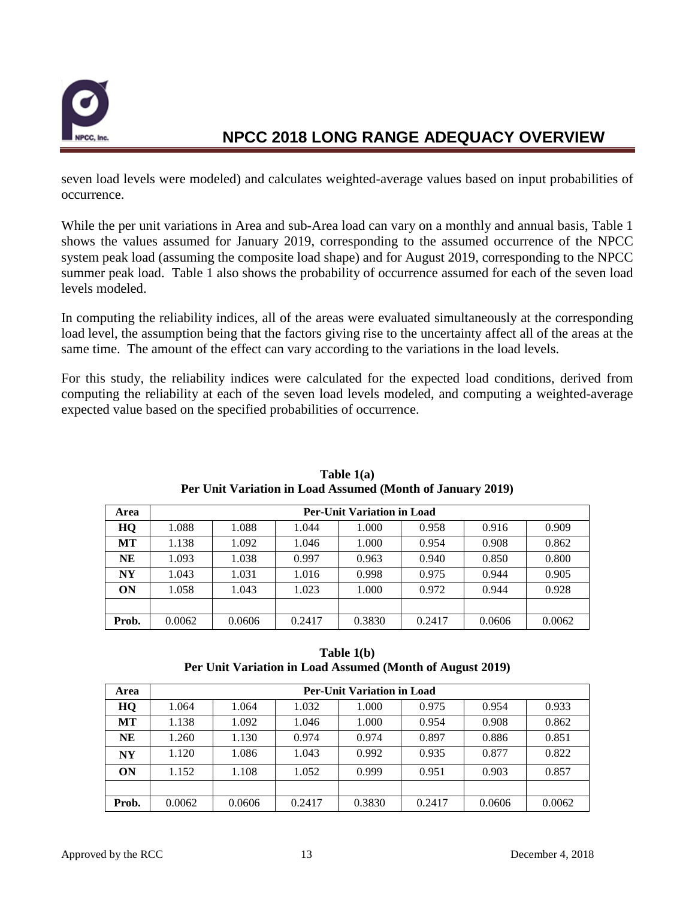seven load levels were modeled) and calculates weighted-average values based on input probabilities of occurrence.

While the per unit variations in Area and sub-Area load can vary on a monthly and annual basis, Table 1 shows the values assumed for January 2019, corresponding to the assumed occurrence of the NPCC system peak load (assuming the composite load shape) and for August 2019, corresponding to the NPCC summer peak load. Table 1 also shows the probability of occurrence assumed for each of the seven load levels modeled.

In computing the reliability indices, all of the areas were evaluated simultaneously at the corresponding load level, the assumption being that the factors giving rise to the uncertainty affect all of the areas at the same time. The amount of the effect can vary according to the variations in the load levels.

For this study, the reliability indices were calculated for the expected load conditions, derived from computing the reliability at each of the seven load levels modeled, and computing a weighted-average expected value based on the specified probabilities of occurrence.

**Table 1(a)**
**Per Unit Variation in Load Assumed (Month of January 2019)**

| Area | Per-Unit Variation in Load | | | | | | |
|---|---|---|---|---|---|---|---|
| **HQ** | 1.088 | 1.088 | 1.044 | 1.000 | 0.958 | 0.916 | 0.909 |
| **MT** | 1.138 | 1.092 | 1.046 | 1.000 | 0.954 | 0.908 | 0.862 |
| **NE** | 1.093 | 1.038 | 0.997 | 0.963 | 0.940 | 0.850 | 0.800 |
| **NY** | 1.043 | 1.031 | 1.016 | 0.998 | 0.975 | 0.944 | 0.905 |
| **ON** | 1.058 | 1.043 | 1.023 | 1.000 | 0.972 | 0.944 | 0.928 |
| | | | | | | | |
| **Prob.** | 0.0062 | 0.0606 | 0.2417 | 0.3830 | 0.2417 | 0.0606 | 0.0062 |

**Table 1(b)**
**Per Unit Variation in Load Assumed (Month of August 2019)**

| Area | Per-Unit Variation in Load | | | | | | |
|---|---|---|---|---|---|---|---|
| **HQ** | 1.064 | 1.064 | 1.032 | 1.000 | 0.975 | 0.954 | 0.933 |
| **MT** | 1.138 | 1.092 | 1.046 | 1.000 | 0.954 | 0.908 | 0.862 |
| **NE** | 1.260 | 1.130 | 0.974 | 0.974 | 0.897 | 0.886 | 0.851 |
| **NY** | 1.120 | 1.086 | 1.043 | 0.992 | 0.935 | 0.877 | 0.822 |
| **ON** | 1.152 | 1.108 | 1.052 | 0.999 | 0.951 | 0.903 | 0.857 |
| | | | | | | | |
| **Prob.** | 0.0062 | 0.0606 | 0.2417 | 0.3830 | 0.2417 | 0.0606 | 0.0062 |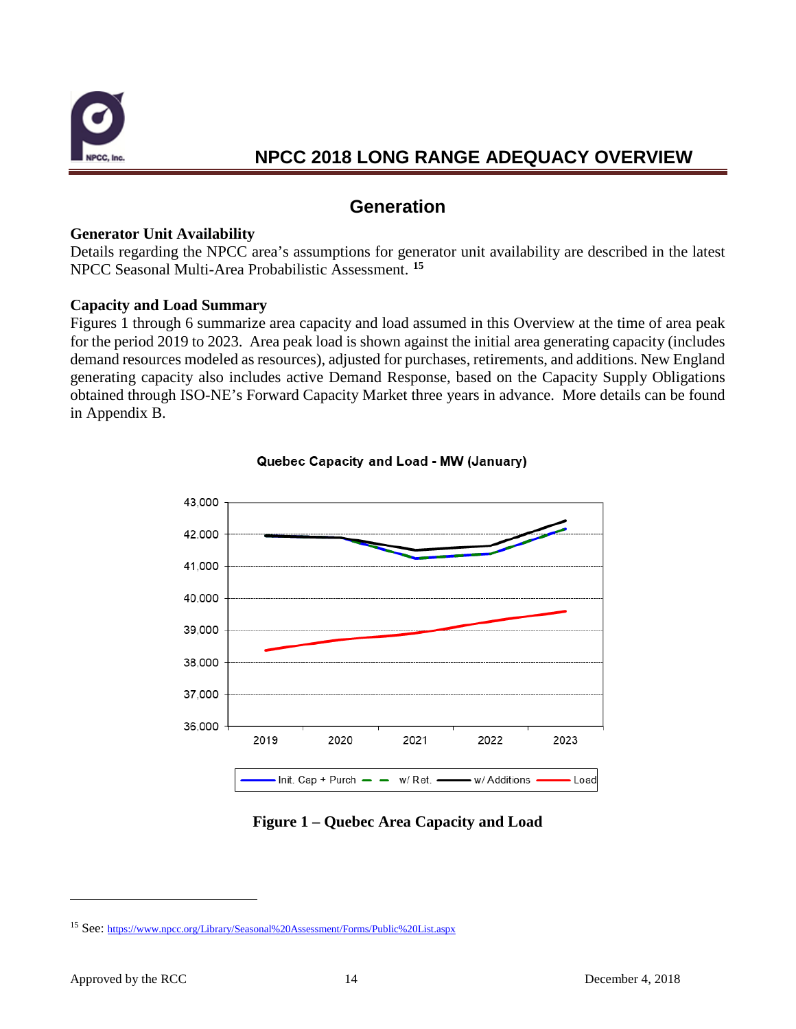## Generation

### Generator Unit Availability

Details regarding the NPCC area's assumptions for generator unit availability are described in the latest NPCC Seasonal Multi-Area Probabilistic Assessment. [15]

### Capacity and Load Summary

Figures 1 through 6 summarize area capacity and load assumed in this Overview at the time of area peak for the period 2019 to 2023. Area peak load is shown against the initial area generating capacity (includes demand resources modeled as resources), adjusted for purchases, retirements, and additions. New England generating capacity also includes active Demand Response, based on the Capacity Supply Obligations obtained through ISO-NE's Forward Capacity Market three years in advance. More details can be found in Appendix B.

**Figure 1 – Quebec Area Capacity and Load**

[15] See: https://www.npcc.org/Library/Seasonal%20Assessment/Forms/Public%20List.aspx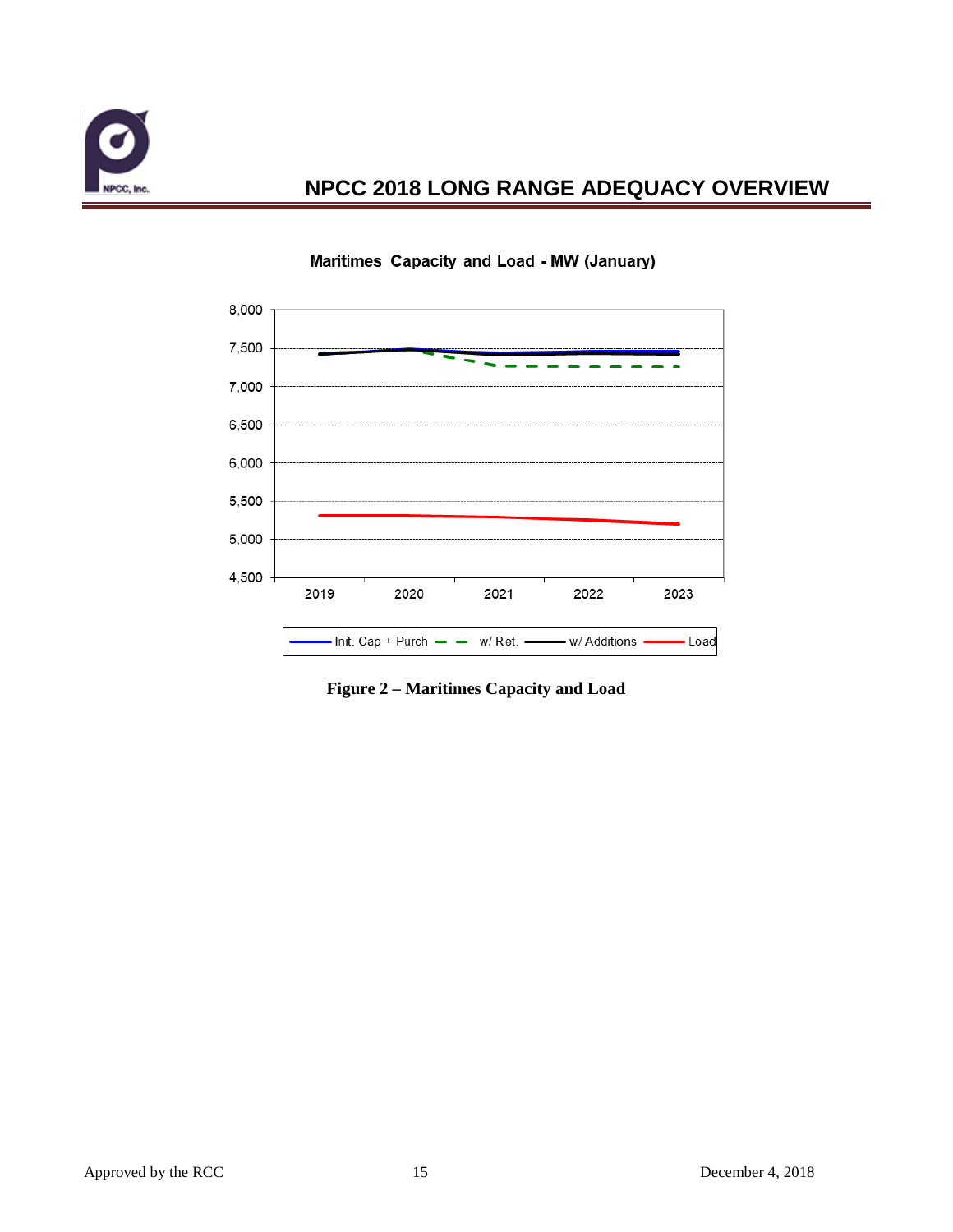Maritimes Capacity and Load - MW (January)

Figure 2 – Maritimes Capacity and Load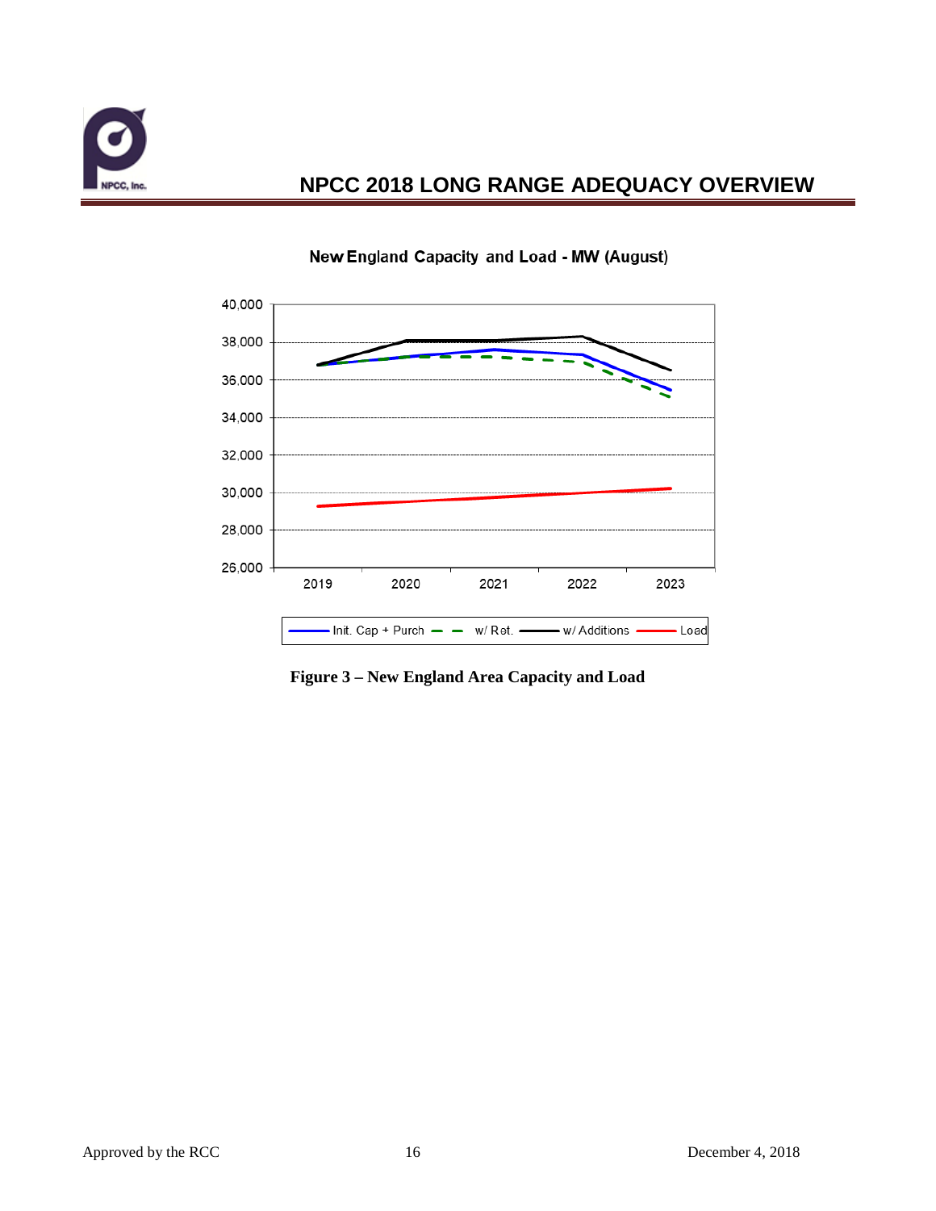New England Capacity and Load - MW (August)

Figure 3 – New England Area Capacity and Load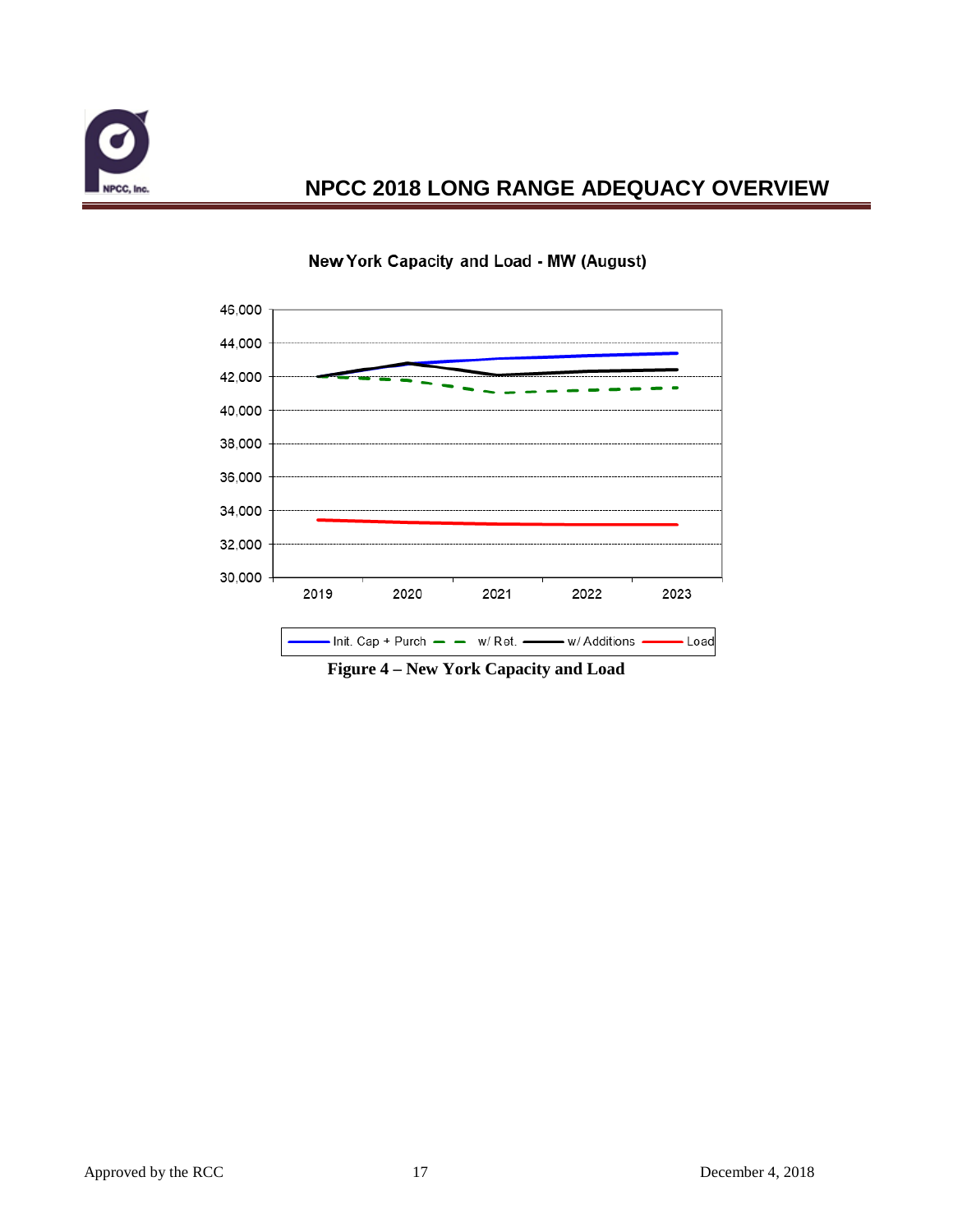New York Capacity and Load - MW (August)

Figure 4 – New York Capacity and Load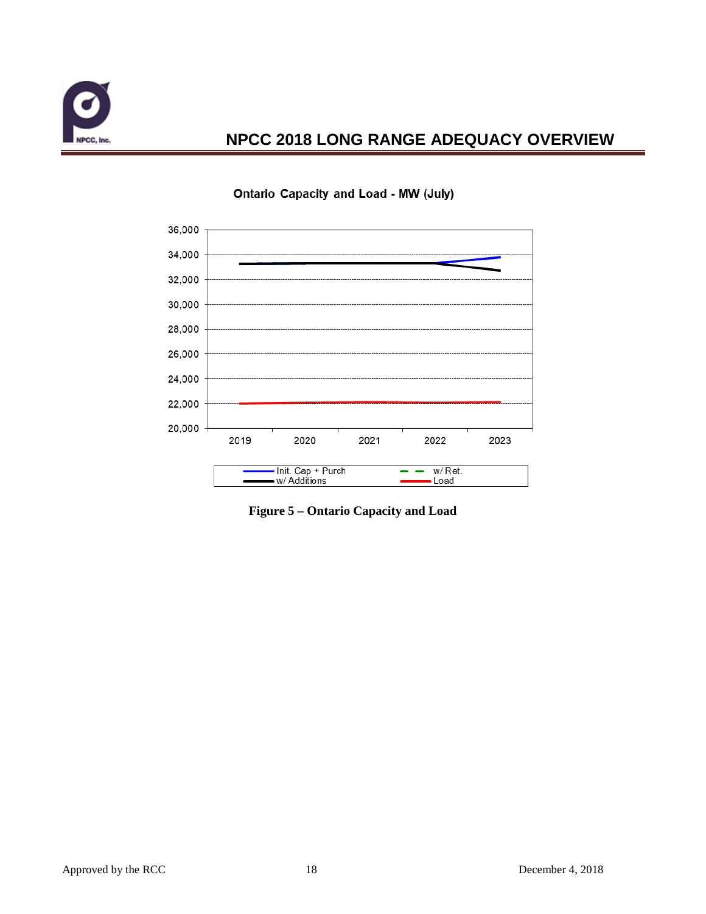Ontario Capacity and Load - MW (July)

**Figure 5 – Ontario Capacity and Load**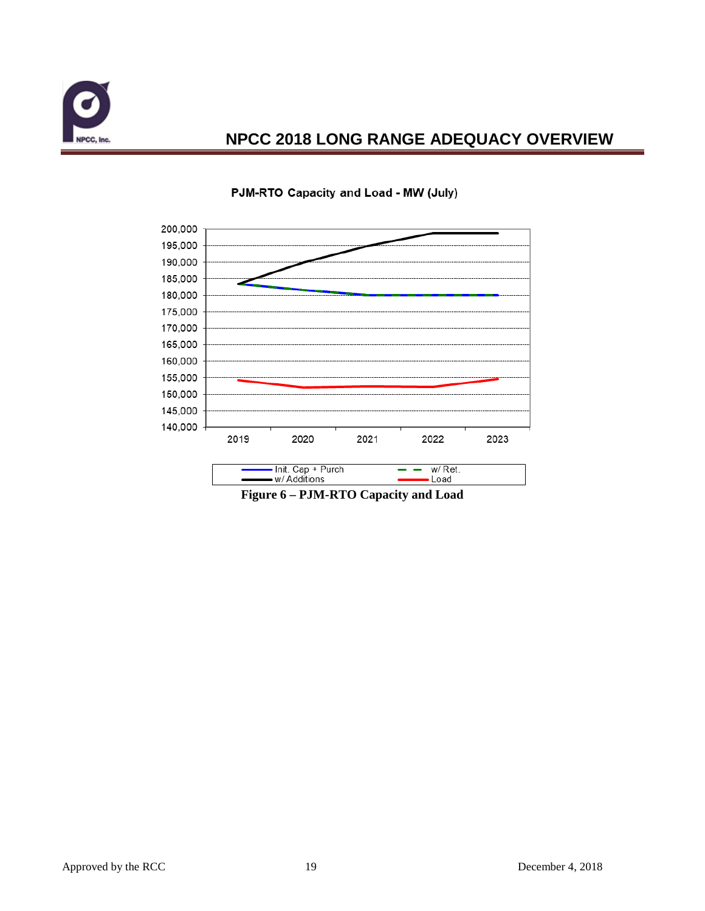PJM-RTO Capacity and Load - MW (July)

Figure 6 – PJM-RTO Capacity and Load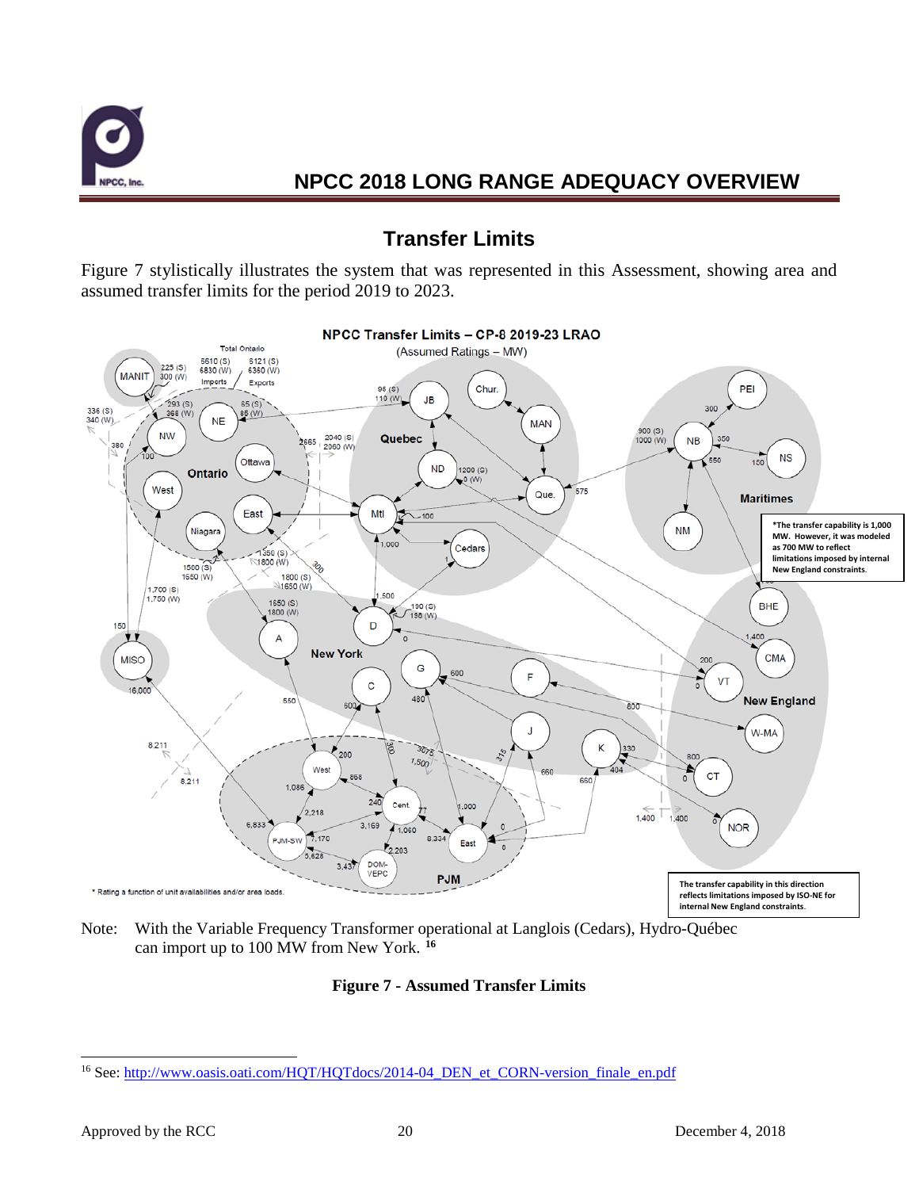## Transfer Limits

Figure 7 stylistically illustrates the system that was represented in this Assessment, showing area and assumed transfer limits for the period 2019 to 2023.

Note: With the Variable Frequency Transformer operational at Langlois (Cedars), Hydro-Québec can import up to 100 MW from New York. [16]

**Figure 7 - Assumed Transfer Limits**

[16] See: http://www.oasis.oati.com/HQT/HQTdocs/2014-04_DEN_et_CORN-version_finale_en.pdf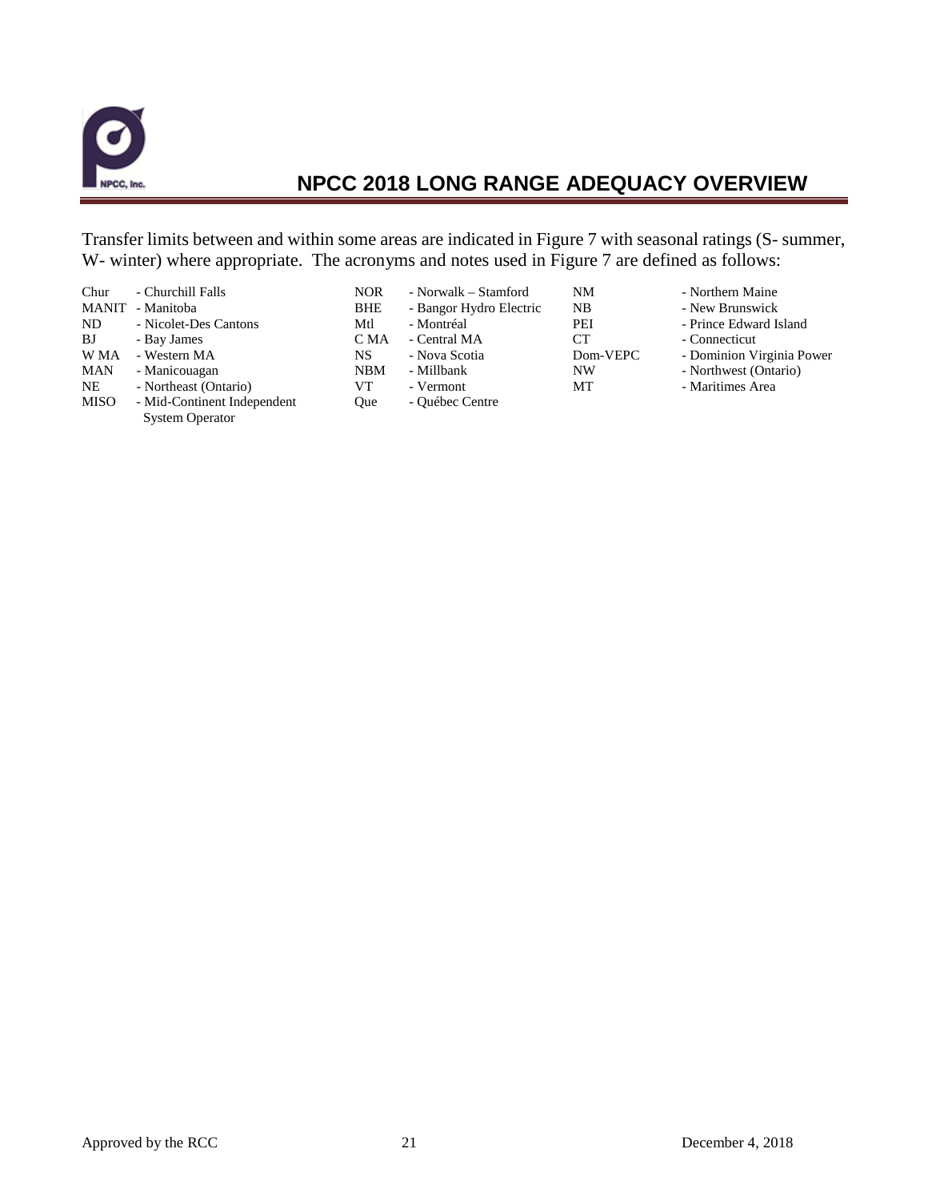Transfer limits between and within some areas are indicated in Figure 7 with seasonal ratings (S- summer, W- winter) where appropriate. The acronyms and notes used in Figure 7 are defined as follows:

| | | | | | | | |
|---|---|---|---|---|---|---|---|
| Chur | - Churchill Falls | NOR | - Norwalk – Stamford | NM | - Northern Maine | | |
| MANIT | - Manitoba | BHE | - Bangor Hydro Electric | NB | - New Brunswick | | |
| ND | - Nicolet-Des Cantons | Mtl | - Montréal | PEI | - Prince Edward Island | | |
| BJ | - Bay James | C MA | - Central MA | CT | - Connecticut | | |
| W MA | - Western MA | NS | - Nova Scotia | Dom-VEPC | - Dominion Virginia Power | | |
| MAN | - Manicouagan | NBM | - Millbank | NW | - Northwest (Ontario) | | |
| NE | - Northeast (Ontario) | VT | - Vermont | MT | - Maritimes Area | | |
| MISO | - Mid-Continent Independent System Operator | Que | - Québec Centre | | | | |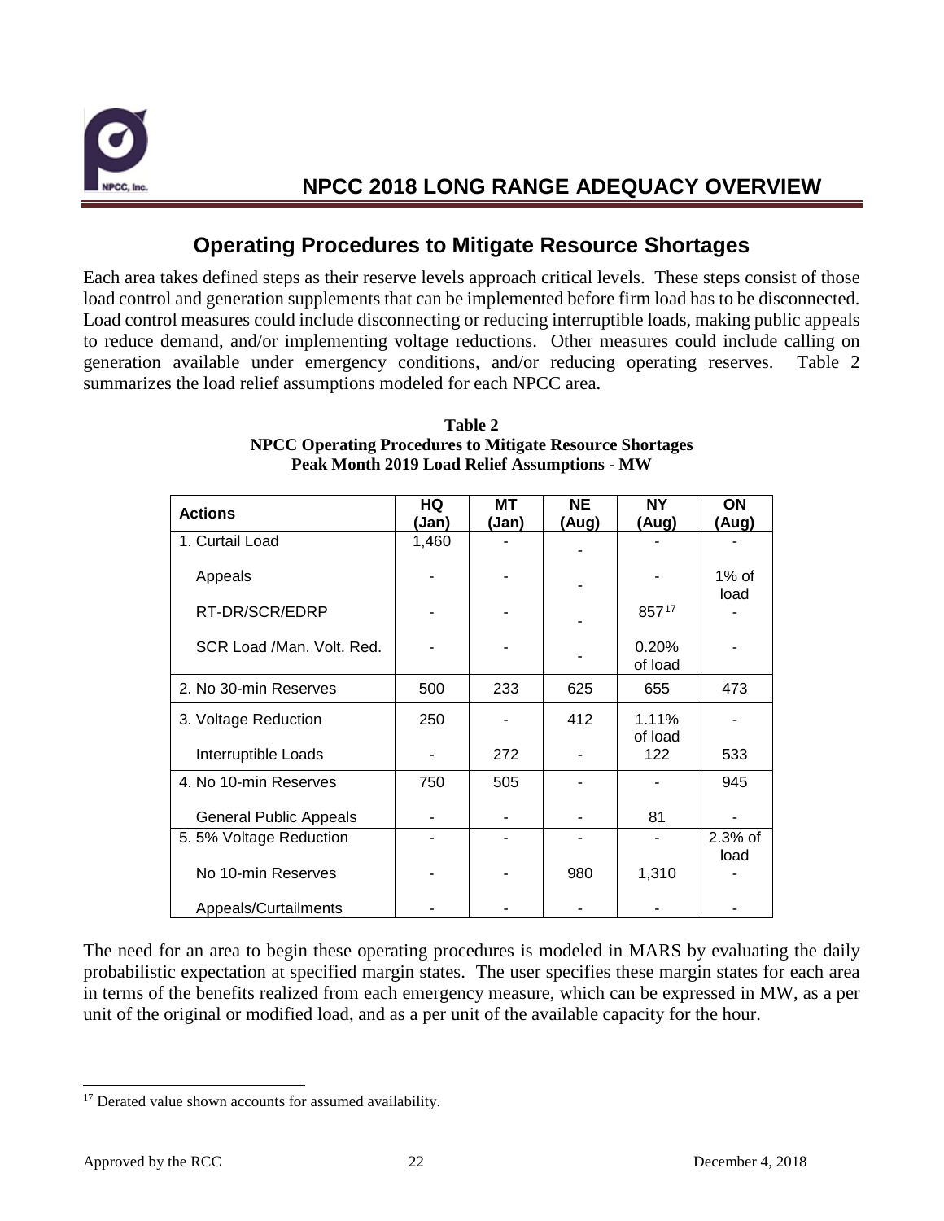## Operating Procedures to Mitigate Resource Shortages

Each area takes defined steps as their reserve levels approach critical levels. These steps consist of those load control and generation supplements that can be implemented before firm load has to be disconnected. Load control measures could include disconnecting or reducing interruptible loads, making public appeals to reduce demand, and/or implementing voltage reductions. Other measures could include calling on generation available under emergency conditions, and/or reducing operating reserves. Table 2 summarizes the load relief assumptions modeled for each NPCC area.

**Table 2**
**NPCC Operating Procedures to Mitigate Resource Shortages**
**Peak Month 2019 Load Relief Assumptions - MW**

| Actions | HQ (Jan) | MT (Jan) | NE (Aug) | NY (Aug) | ON (Aug) |
|---|---|---|---|---|---|
| 1. Curtail Load | 1,460 | - | - | - | - |
| Appeals | - | - | - | - | 1% of load |
| RT-DR/SCR/EDRP | - | - | - | 857[17] | - |
| SCR Load /Man. Volt. Red. | - | - | - | 0.20% of load | - |
| 2. No 30-min Reserves | 500 | 233 | 625 | 655 | 473 |
| 3. Voltage Reduction | 250 | - | 412 | 1.11% of load | - |
| Interruptible Loads | - | 272 | - | 122 | 533 |
| 4. No 10-min Reserves | 750 | 505 | - | - | 945 |
| General Public Appeals | - | - | - | 81 | - |
| 5. 5% Voltage Reduction | - | - | - | - | 2.3% of load |
| No 10-min Reserves | - | - | 980 | 1,310 | - |
| Appeals/Curtailments | - | - | - | - | - |

The need for an area to begin these operating procedures is modeled in MARS by evaluating the daily probabilistic expectation at specified margin states. The user specifies these margin states for each area in terms of the benefits realized from each emergency measure, which can be expressed in MW, as a per unit of the original or modified load, and as a per unit of the available capacity for the hour.

[17] Derated value shown accounts for assumed availability.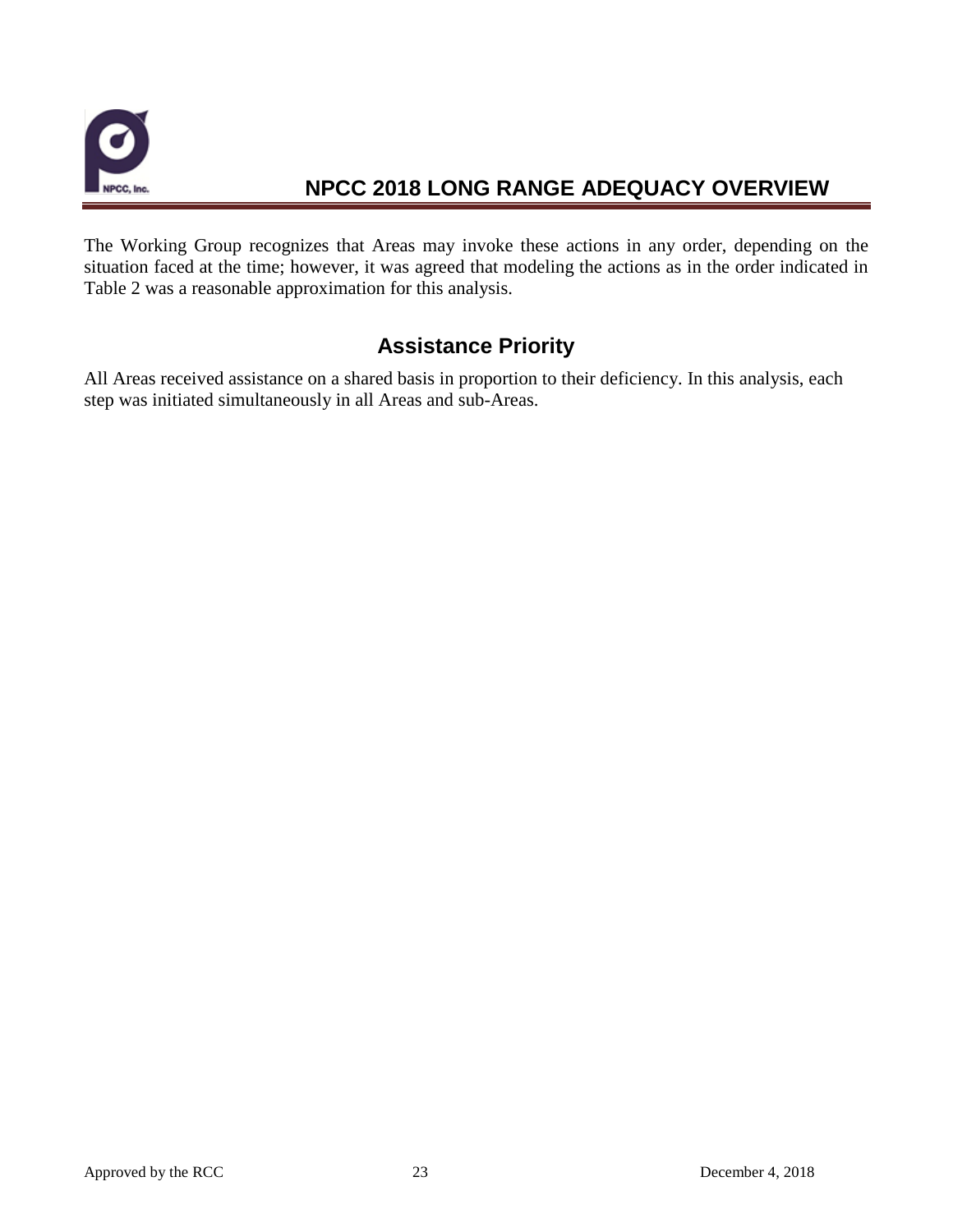The Working Group recognizes that Areas may invoke these actions in any order, depending on the situation faced at the time; however, it was agreed that modeling the actions as in the order indicated in Table 2 was a reasonable approximation for this analysis.

## Assistance Priority

All Areas received assistance on a shared basis in proportion to their deficiency. In this analysis, each step was initiated simultaneously in all Areas and sub-Areas.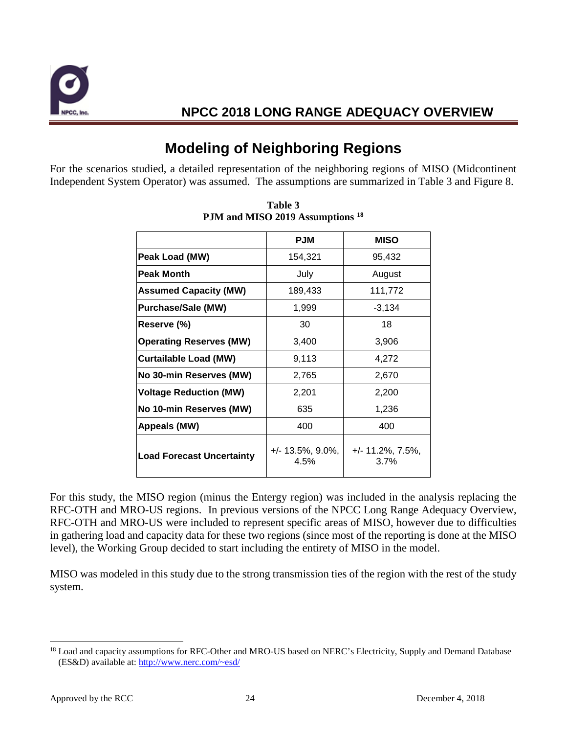# Modeling of Neighboring Regions

For the scenarios studied, a detailed representation of the neighboring regions of MISO (Midcontinent Independent System Operator) was assumed. The assumptions are summarized in Table 3 and Figure 8.

**Table 3**
**PJM and MISO 2019 Assumptions [18]**

| | PJM | MISO |
|---|---|---|
| **Peak Load (MW)** | 154,321 | 95,432 |
| **Peak Month** | July | August |
| **Assumed Capacity (MW)** | 189,433 | 111,772 |
| **Purchase/Sale (MW)** | 1,999 | -3,134 |
| **Reserve (%)** | 30 | 18 |
| **Operating Reserves (MW)** | 3,400 | 3,906 |
| **Curtailable Load (MW)** | 9,113 | 4,272 |
| **No 30-min Reserves (MW)** | 2,765 | 2,670 |
| **Voltage Reduction (MW)** | 2,201 | 2,200 |
| **No 10-min Reserves (MW)** | 635 | 1,236 |
| **Appeals (MW)** | 400 | 400 |
| **Load Forecast Uncertainty** | +/- 13.5%, 9.0%, 4.5% | +/- 11.2%, 7.5%, 3.7% |

For this study, the MISO region (minus the Entergy region) was included in the analysis replacing the RFC-OTH and MRO-US regions. In previous versions of the NPCC Long Range Adequacy Overview, RFC-OTH and MRO-US were included to represent specific areas of MISO, however due to difficulties in gathering load and capacity data for these two regions (since most of the reporting is done at the MISO level), the Working Group decided to start including the entirety of MISO in the model.

MISO was modeled in this study due to the strong transmission ties of the region with the rest of the study system.

[18] Load and capacity assumptions for RFC-Other and MRO-US based on NERC's Electricity, Supply and Demand Database (ES&D) available at: http://www.nerc.com/~esd/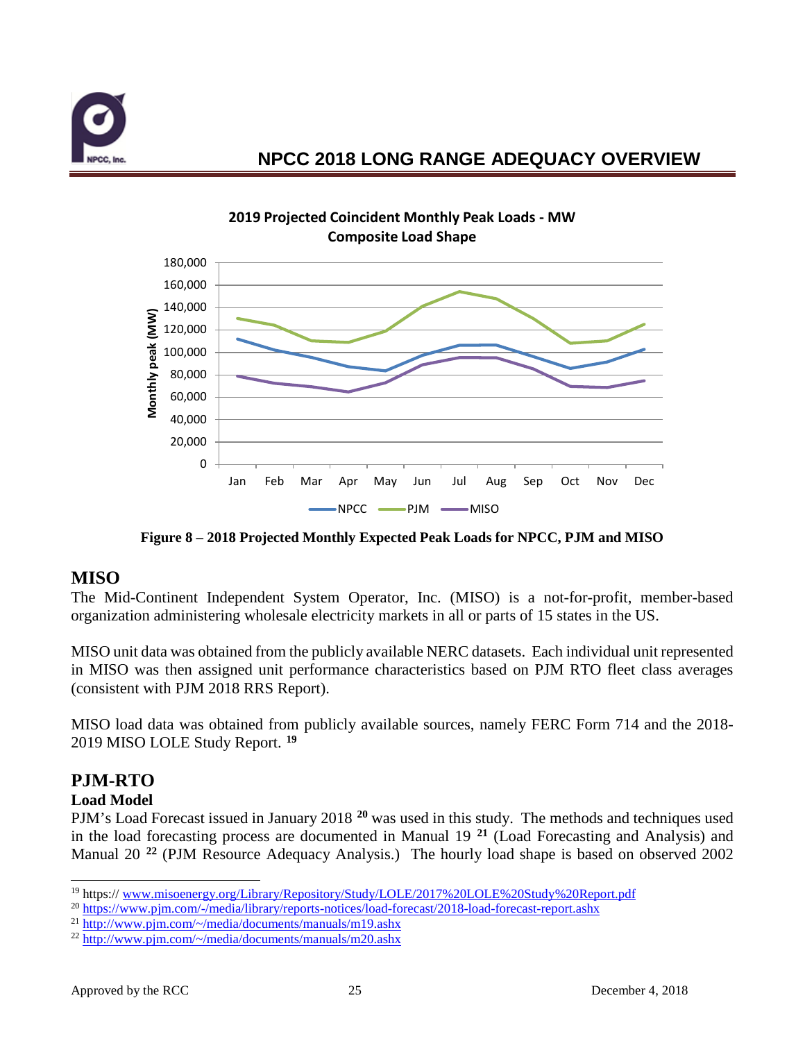2019 Projected Coincident Monthly Peak Loads - MW
Composite Load Shape

**Figure 8 – 2018 Projected Monthly Expected Peak Loads for NPCC, PJM and MISO**

## MISO

The Mid-Continent Independent System Operator, Inc. (MISO) is a not-for-profit, member-based organization administering wholesale electricity markets in all or parts of 15 states in the US.

MISO unit data was obtained from the publicly available NERC datasets. Each individual unit represented in MISO was then assigned unit performance characteristics based on PJM RTO fleet class averages (consistent with PJM 2018 RRS Report).

MISO load data was obtained from publicly available sources, namely FERC Form 714 and the 2018-2019 MISO LOLE Study Report. [19]

## PJM-RTO

### Load Model

PJM's Load Forecast issued in January 2018 [20] was used in this study. The methods and techniques used in the load forecasting process are documented in Manual 19 [21] (Load Forecasting and Analysis) and Manual 20 [22] (PJM Resource Adequacy Analysis.) The hourly load shape is based on observed 2002

---

[19] https:// www.misoenergy.org/Library/Repository/Study/LOLE/2017%20LOLE%20Study%20Report.pdf

[20] https://www.pjm.com/-/media/library/reports-notices/load-forecast/2018-load-forecast-report.ashx

[21] http://www.pjm.com/~/media/documents/manuals/m19.ashx

[22] http://www.pjm.com/~/media/documents/manuals/m20.ashx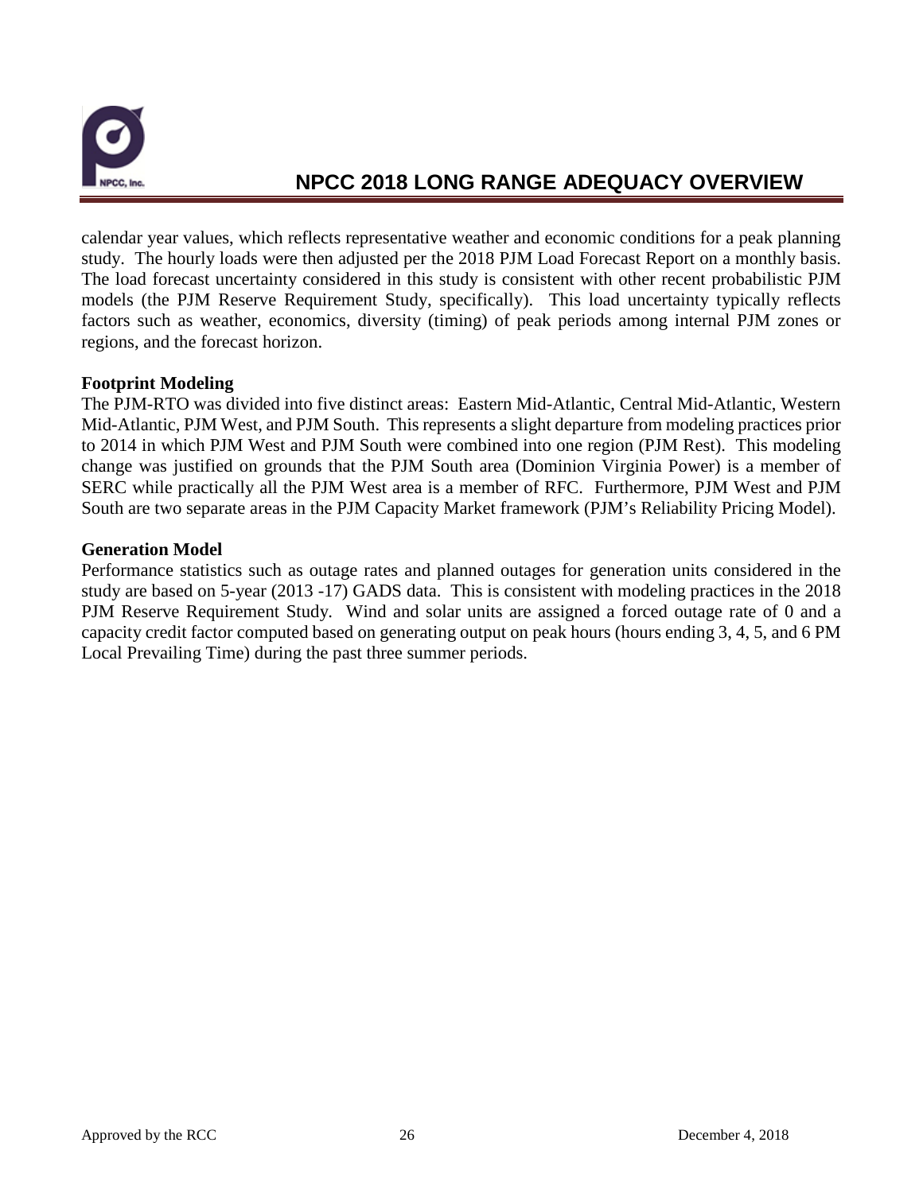calendar year values, which reflects representative weather and economic conditions for a peak planning study. The hourly loads were then adjusted per the 2018 PJM Load Forecast Report on a monthly basis. The load forecast uncertainty considered in this study is consistent with other recent probabilistic PJM models (the PJM Reserve Requirement Study, specifically). This load uncertainty typically reflects factors such as weather, economics, diversity (timing) of peak periods among internal PJM zones or regions, and the forecast horizon.

**Footprint Modeling**

The PJM-RTO was divided into five distinct areas: Eastern Mid-Atlantic, Central Mid-Atlantic, Western Mid-Atlantic, PJM West, and PJM South. This represents a slight departure from modeling practices prior to 2014 in which PJM West and PJM South were combined into one region (PJM Rest). This modeling change was justified on grounds that the PJM South area (Dominion Virginia Power) is a member of SERC while practically all the PJM West area is a member of RFC. Furthermore, PJM West and PJM South are two separate areas in the PJM Capacity Market framework (PJM's Reliability Pricing Model).

**Generation Model**

Performance statistics such as outage rates and planned outages for generation units considered in the study are based on 5-year (2013 -17) GADS data. This is consistent with modeling practices in the 2018 PJM Reserve Requirement Study. Wind and solar units are assigned a forced outage rate of 0 and a capacity credit factor computed based on generating output on peak hours (hours ending 3, 4, 5, and 6 PM Local Prevailing Time) during the past three summer periods.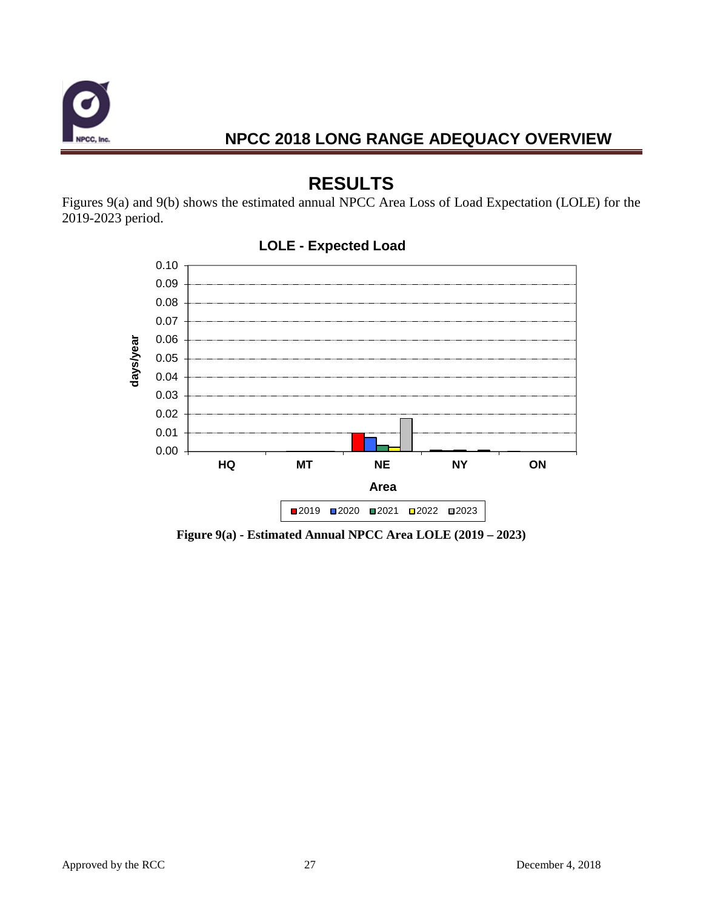# RESULTS

Figures 9(a) and 9(b) shows the estimated annual NPCC Area Loss of Load Expectation (LOLE) for the 2019-2023 period.

**Figure 9(a) - Estimated Annual NPCC Area LOLE (2019 – 2023)**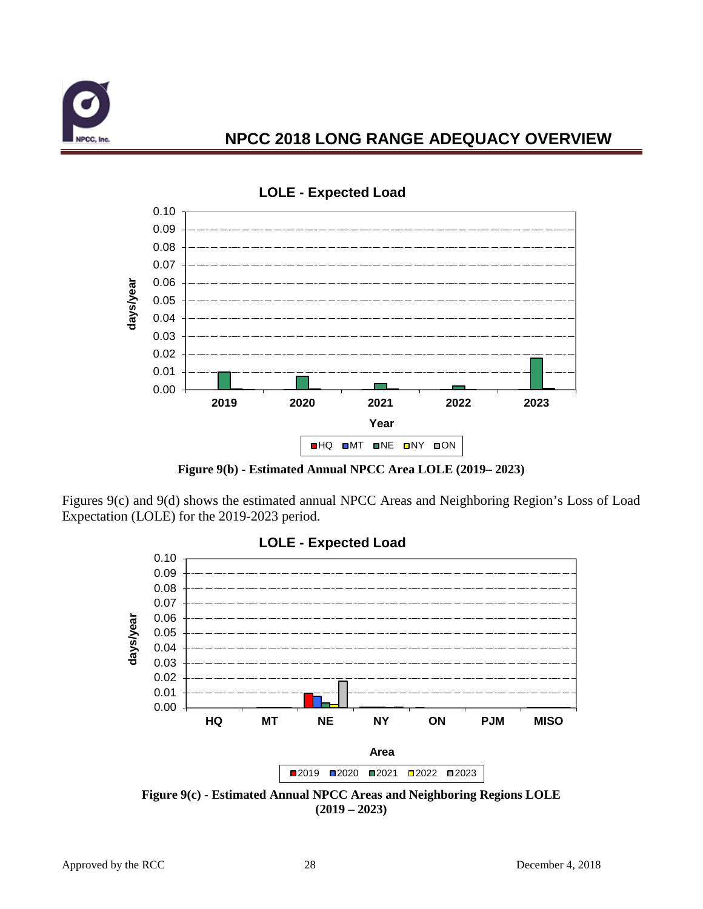**LOLE - Expected Load**

Figure 9(b) - Estimated Annual NPCC Area LOLE (2019– 2023)

Figures 9(c) and 9(d) shows the estimated annual NPCC Areas and Neighboring Region's Loss of Load Expectation (LOLE) for the 2019-2023 period.

**LOLE - Expected Load**

Figure 9(c) - Estimated Annual NPCC Areas and Neighboring Regions LOLE (2019 – 2023)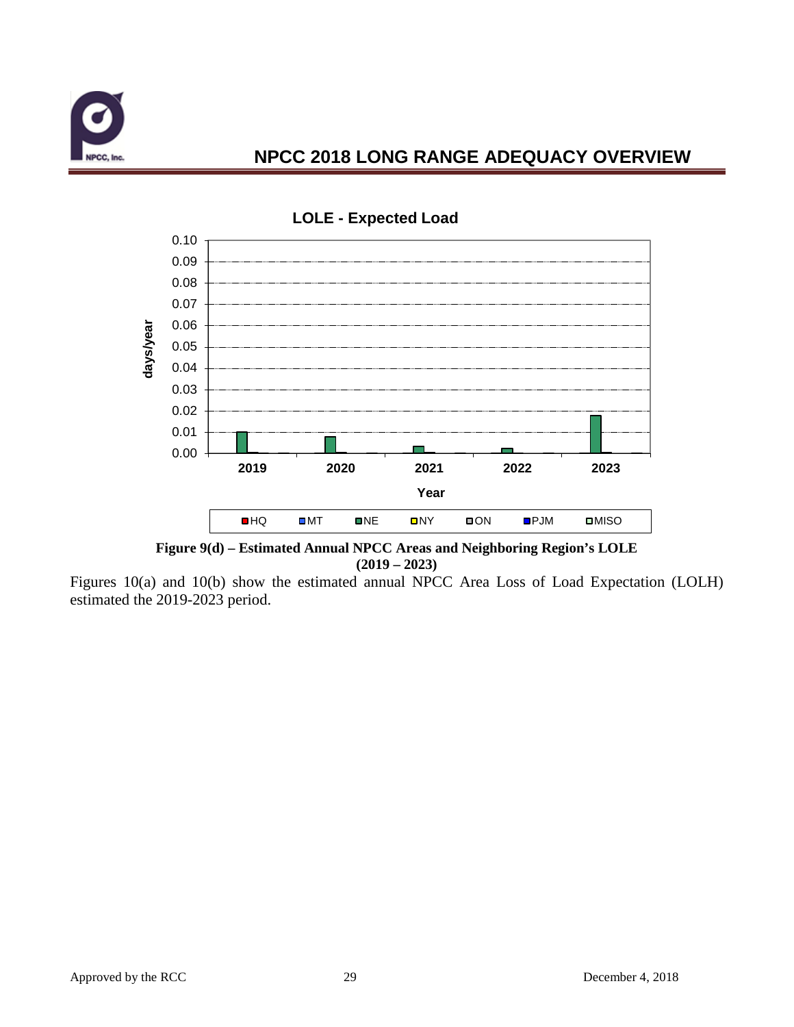**LOLE - Expected Load**

**Figure 9(d) – Estimated Annual NPCC Areas and Neighboring Region's LOLE (2019 – 2023)**

Figures 10(a) and 10(b) show the estimated annual NPCC Area Loss of Load Expectation (LOLH) estimated the 2019-2023 period.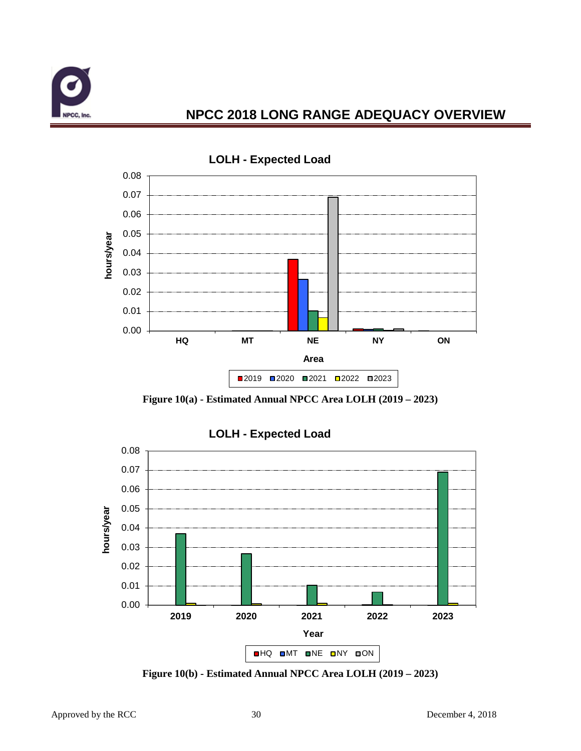Figure 10(a) - Estimated Annual NPCC Area LOLH (2019 – 2023)

Figure 10(b) - Estimated Annual NPCC Area LOLH (2019 – 2023)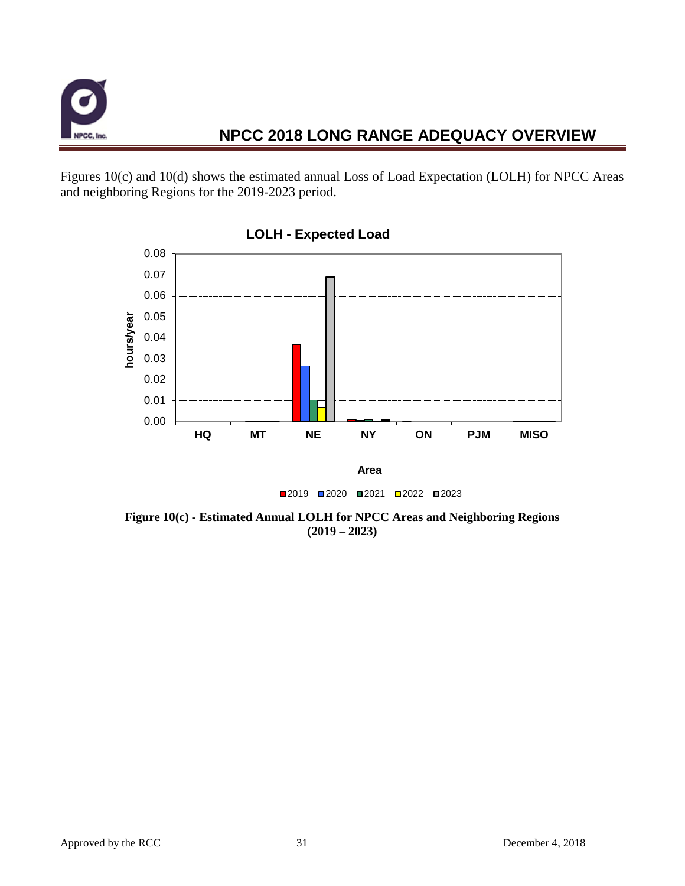Figures 10(c) and 10(d) shows the estimated annual Loss of Load Expectation (LOLH) for NPCC Areas and neighboring Regions for the 2019-2023 period.

**Figure 10(c) - Estimated Annual LOLH for NPCC Areas and Neighboring Regions (2019 – 2023)**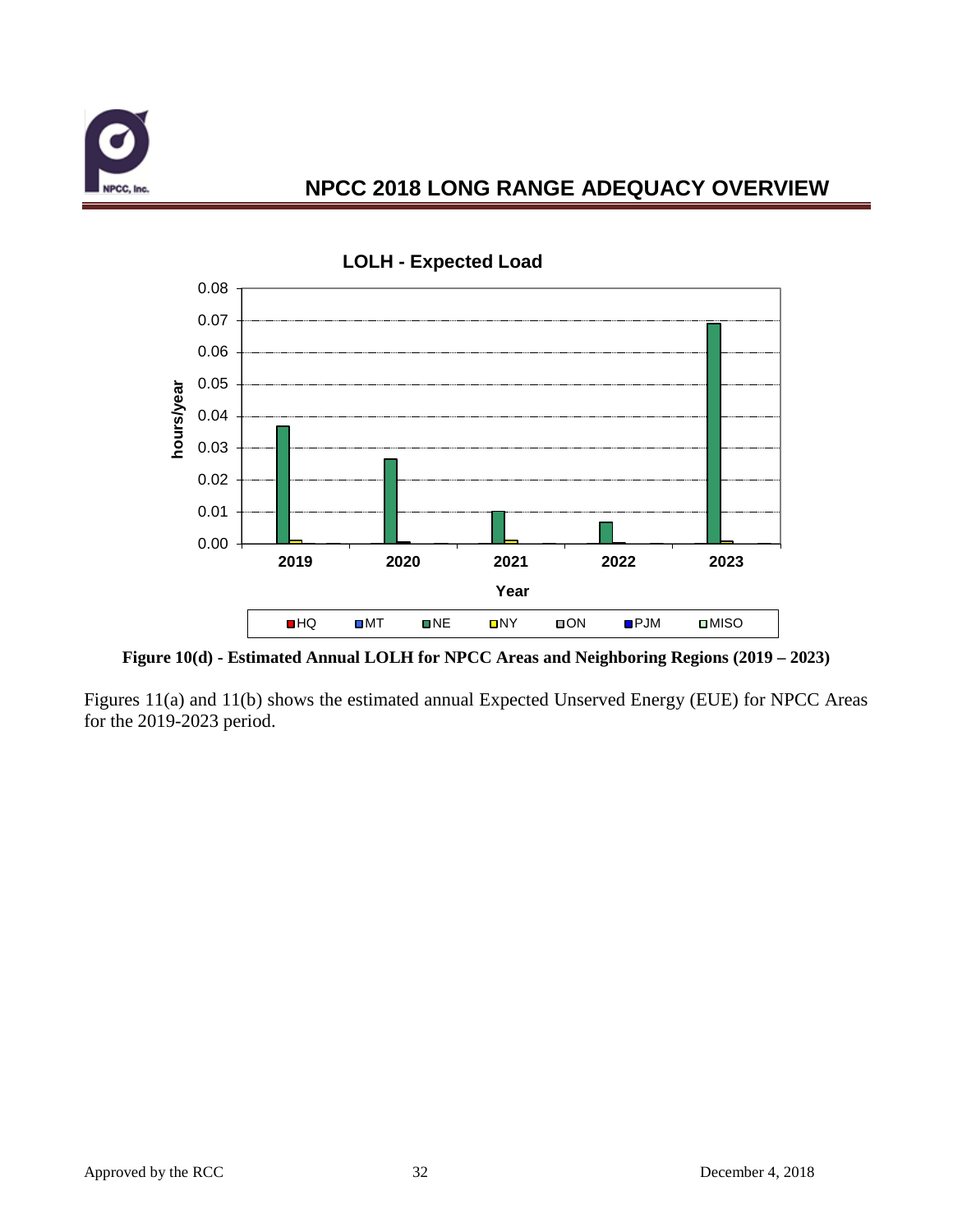**Figure 10(d) - Estimated Annual LOLH for NPCC Areas and Neighboring Regions (2019 – 2023)**

Figures 11(a) and 11(b) shows the estimated annual Expected Unserved Energy (EUE) for NPCC Areas for the 2019-2023 period.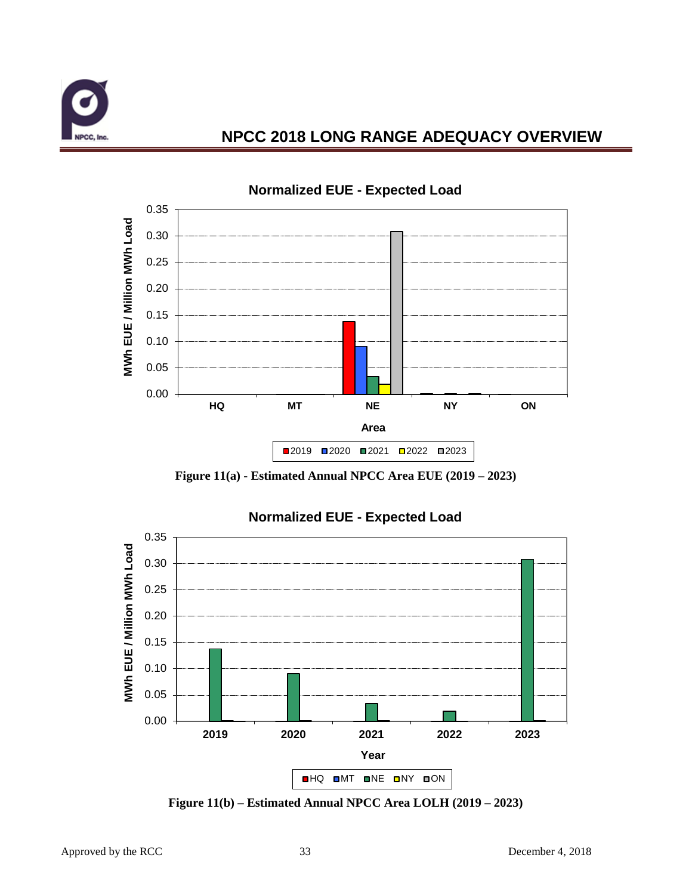**Normalized EUE - Expected Load**

Figure 11(a) - Estimated Annual NPCC Area EUE (2019 – 2023)

**Normalized EUE - Expected Load**

Figure 11(b) – Estimated Annual NPCC Area LOLH (2019 – 2023)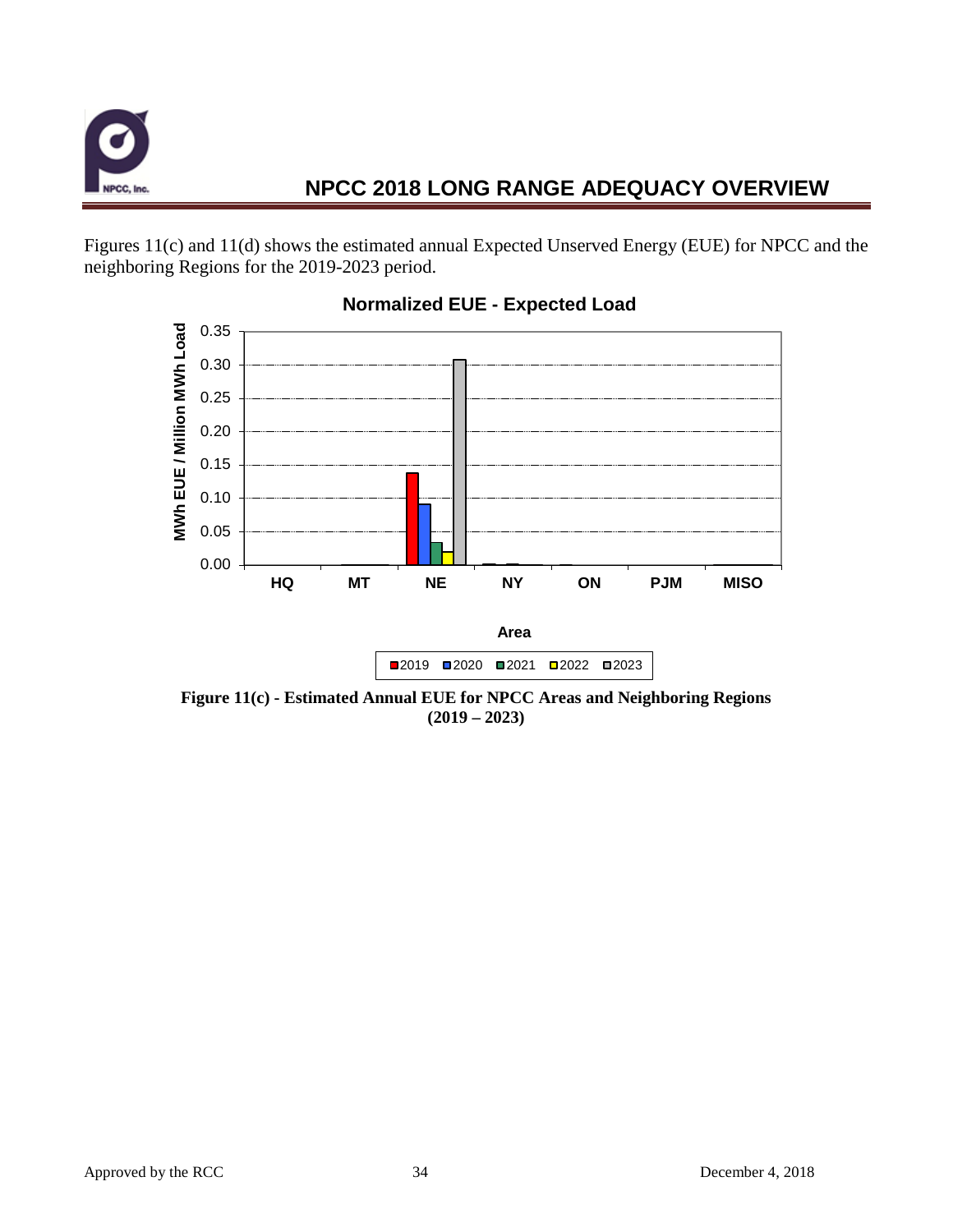Figures 11(c) and 11(d) shows the estimated annual Expected Unserved Energy (EUE) for NPCC and the neighboring Regions for the 2019-2023 period.

**Figure 11(c) - Estimated Annual EUE for NPCC Areas and Neighboring Regions (2019 – 2023)**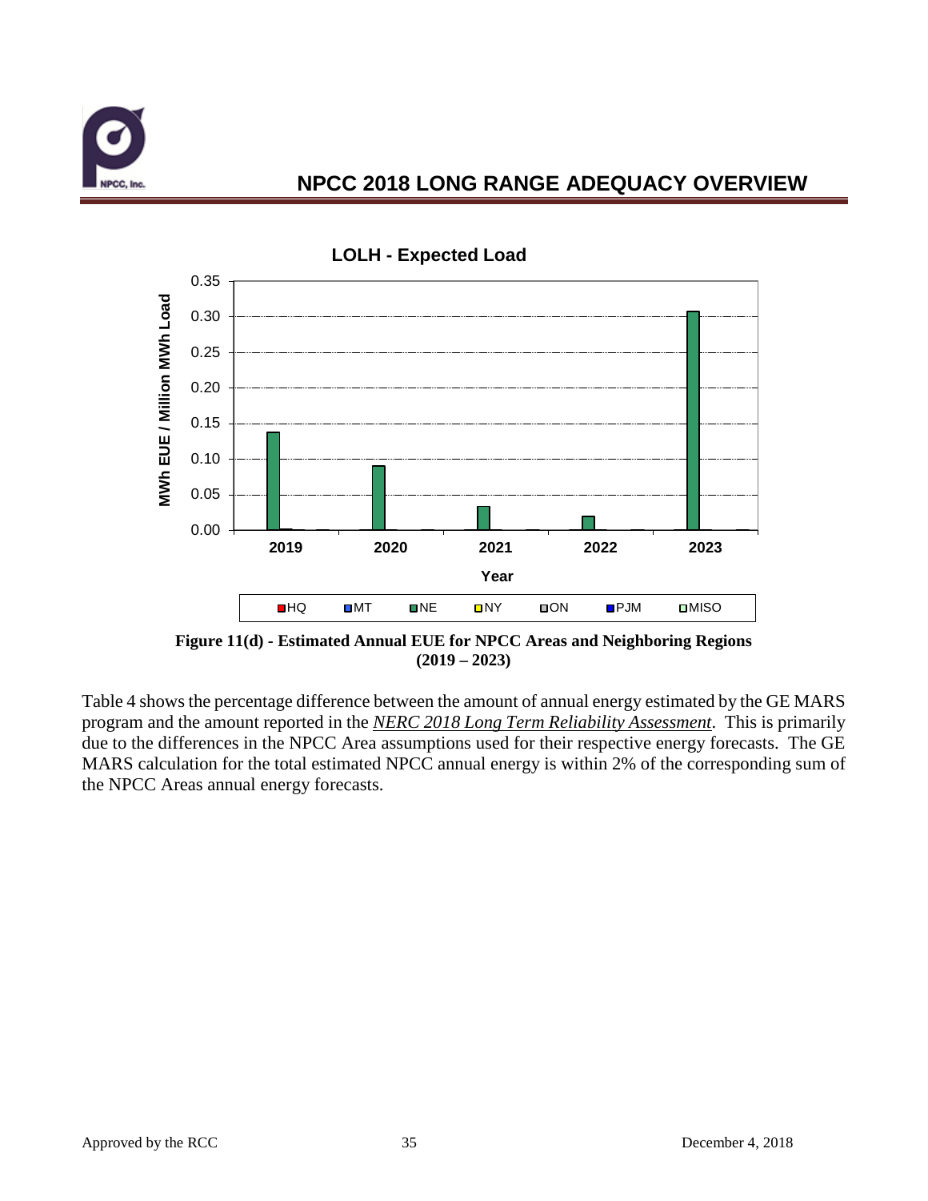LOLH - Expected Load

MWh EUE / Million MWh Load

Year

■HQ ■MT ■NE ■NY ■ON ■PJM ■MISO

**Figure 11(d) - Estimated Annual EUE for NPCC Areas and Neighboring Regions (2019 – 2023)**

Table 4 shows the percentage difference between the amount of annual energy estimated by the GE MARS program and the amount reported in the *NERC 2018 Long Term Reliability Assessment*. This is primarily due to the differences in the NPCC Area assumptions used for their respective energy forecasts. The GE MARS calculation for the total estimated NPCC annual energy is within 2% of the corresponding sum of the NPCC Areas annual energy forecasts.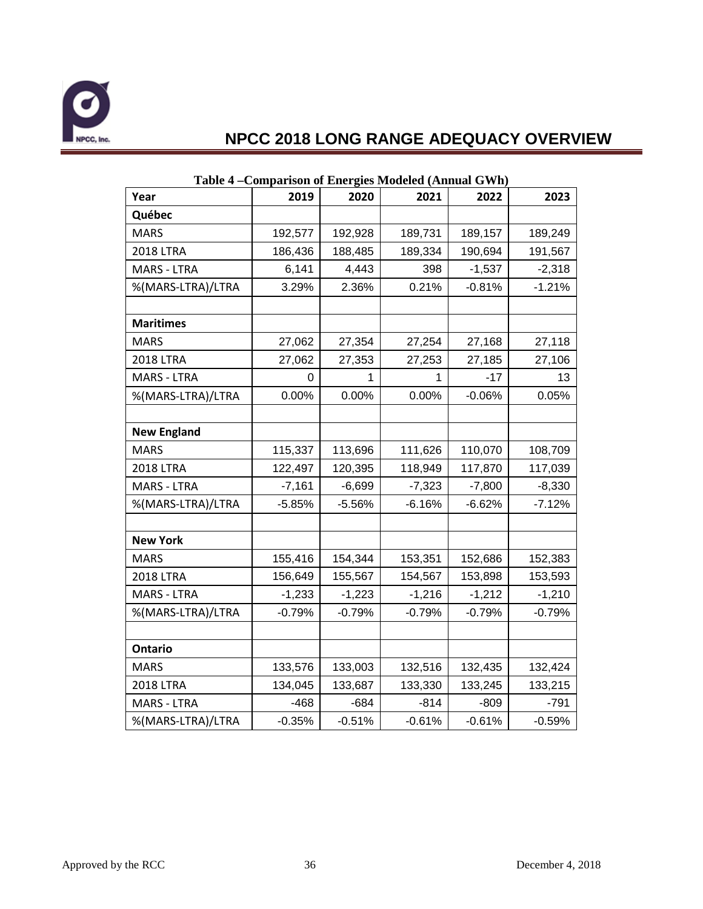**Table 4 –Comparison of Energies Modeled (Annual GWh)**

| Year | 2019 | 2020 | 2021 | 2022 | 2023 |
|---|---|---|---|---|---|
| **Québec** | | | | | |
| MARS | 192,577 | 192,928 | 189,731 | 189,157 | 189,249 |
| 2018 LTRA | 186,436 | 188,485 | 189,334 | 190,694 | 191,567 |
| MARS - LTRA | 6,141 | 4,443 | 398 | -1,537 | -2,318 |
| %(MARS-LTRA)/LTRA | 3.29% | 2.36% | 0.21% | -0.81% | -1.21% |
| | | | | | |
| **Maritimes** | | | | | |
| MARS | 27,062 | 27,354 | 27,254 | 27,168 | 27,118 |
| 2018 LTRA | 27,062 | 27,353 | 27,253 | 27,185 | 27,106 |
| MARS - LTRA | 0 | 1 | 1 | -17 | 13 |
| %(MARS-LTRA)/LTRA | 0.00% | 0.00% | 0.00% | -0.06% | 0.05% |
| | | | | | |
| **New England** | | | | | |
| MARS | 115,337 | 113,696 | 111,626 | 110,070 | 108,709 |
| 2018 LTRA | 122,497 | 120,395 | 118,949 | 117,870 | 117,039 |
| MARS - LTRA | -7,161 | -6,699 | -7,323 | -7,800 | -8,330 |
| %(MARS-LTRA)/LTRA | -5.85% | -5.56% | -6.16% | -6.62% | -7.12% |
| | | | | | |
| **New York** | | | | | |
| MARS | 155,416 | 154,344 | 153,351 | 152,686 | 152,383 |
| 2018 LTRA | 156,649 | 155,567 | 154,567 | 153,898 | 153,593 |
| MARS - LTRA | -1,233 | -1,223 | -1,216 | -1,212 | -1,210 |
| %(MARS-LTRA)/LTRA | -0.79% | -0.79% | -0.79% | -0.79% | -0.79% |
| | | | | | |
| **Ontario** | | | | | |
| MARS | 133,576 | 133,003 | 132,516 | 132,435 | 132,424 |
| 2018 LTRA | 134,045 | 133,687 | 133,330 | 133,245 | 133,215 |
| MARS - LTRA | -468 | -684 | -814 | -809 | -791 |
| %(MARS-LTRA)/LTRA | -0.35% | -0.51% | -0.61% | -0.61% | -0.59% |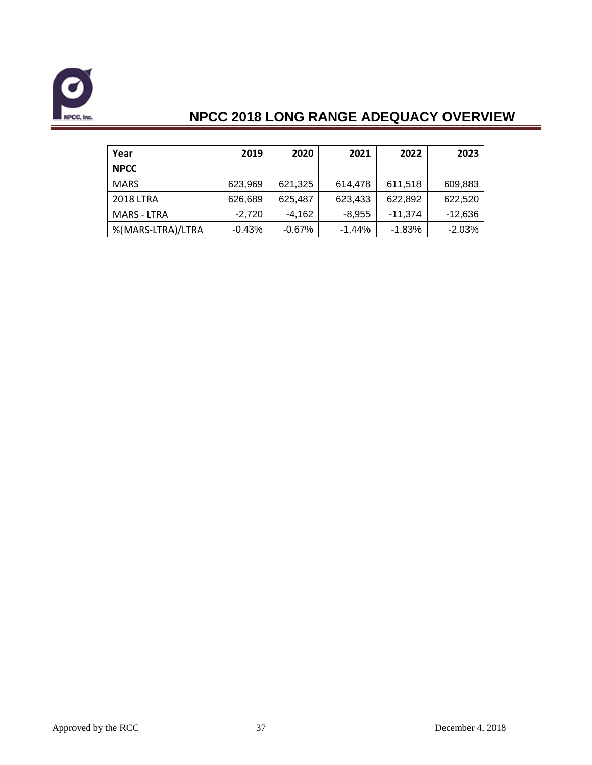| Year | 2019 | 2020 | 2021 | 2022 | 2023 |
|---|---|---|---|---|---|
| **NPCC** | | | | | |
| MARS | 623,969 | 621,325 | 614,478 | 611,518 | 609,883 |
| 2018 LTRA | 626,689 | 625,487 | 623,433 | 622,892 | 622,520 |
| MARS - LTRA | -2,720 | -4,162 | -8,955 | -11,374 | -12,636 |
| %(MARS-LTRA)/LTRA | -0.43% | -0.67% | -1.44% | -1.83% | -2.03% |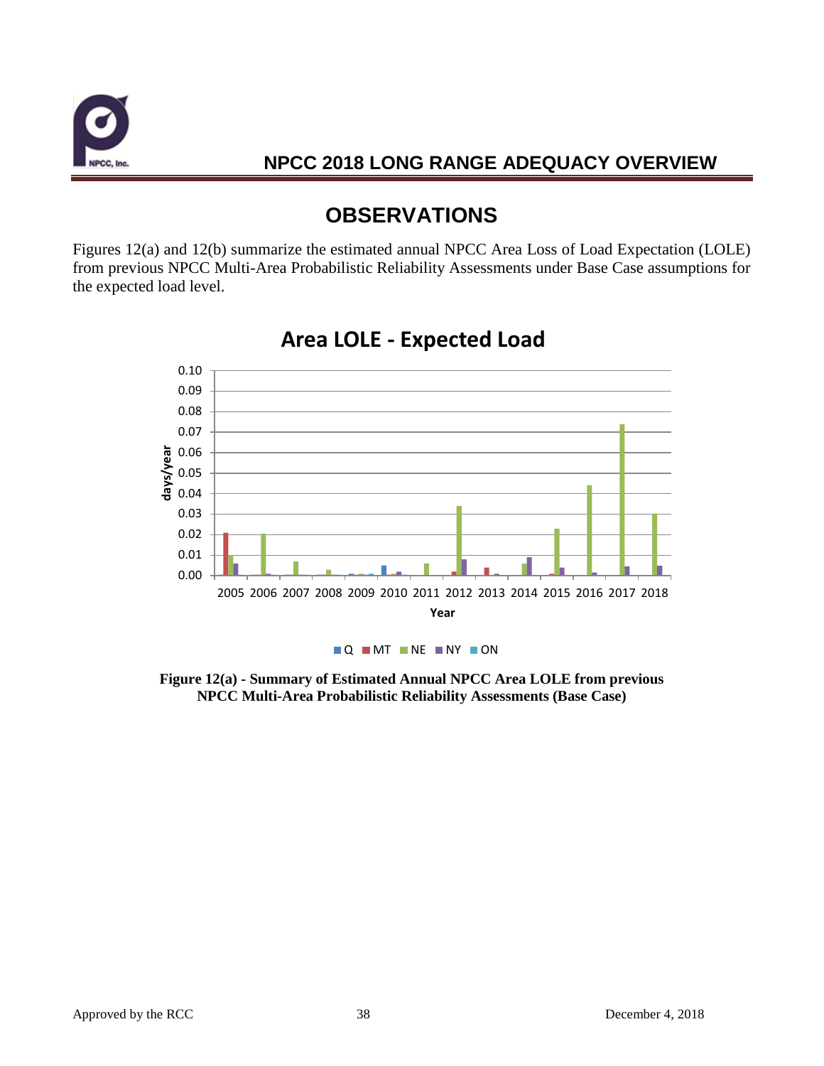# OBSERVATIONS

Figures 12(a) and 12(b) summarize the estimated annual NPCC Area Loss of Load Expectation (LOLE) from previous NPCC Multi-Area Probabilistic Reliability Assessments under Base Case assumptions for the expected load level.

**Figure 12(a) - Summary of Estimated Annual NPCC Area LOLE from previous NPCC Multi-Area Probabilistic Reliability Assessments (Base Case)**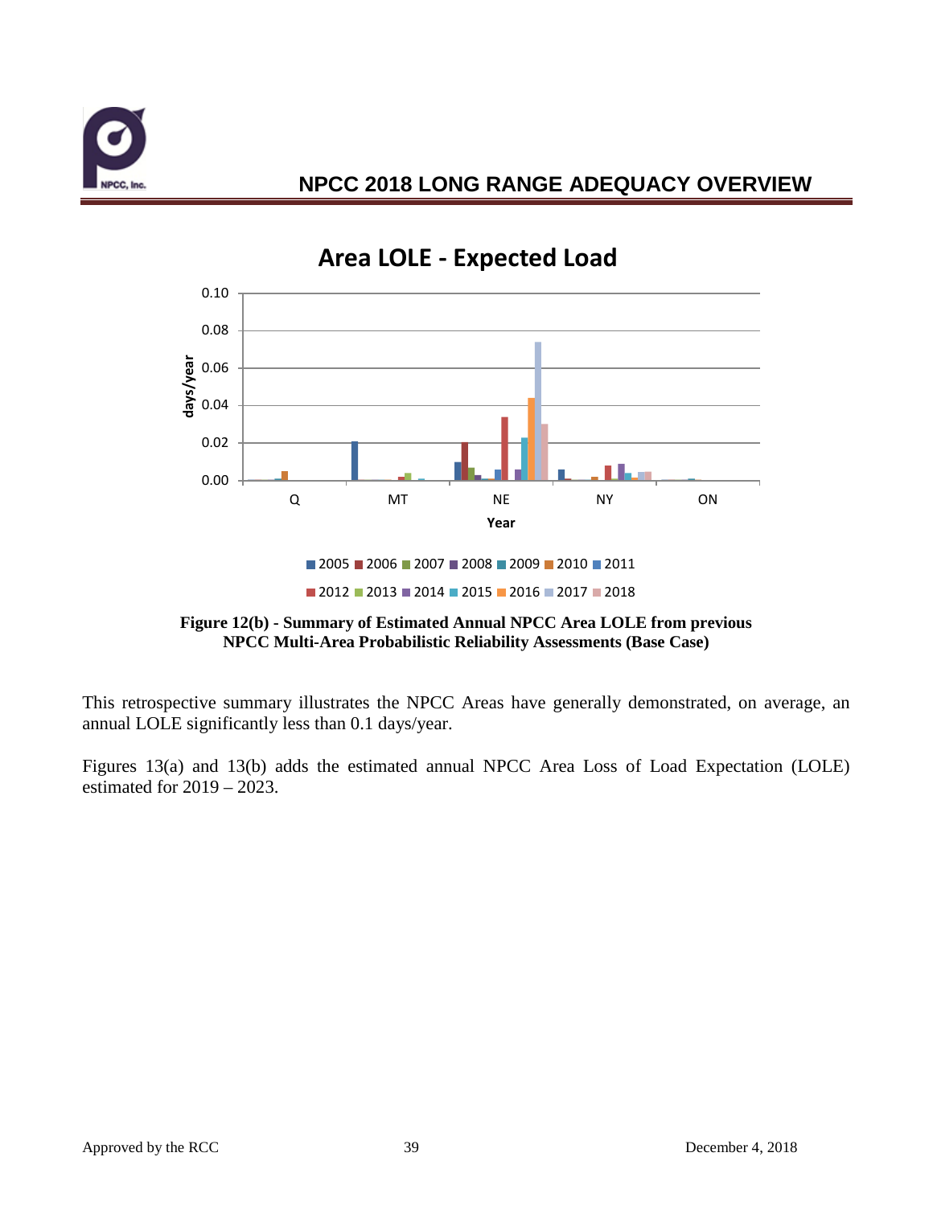**Figure 12(b) - Summary of Estimated Annual NPCC Area LOLE from previous NPCC Multi-Area Probabilistic Reliability Assessments (Base Case)**

This retrospective summary illustrates the NPCC Areas have generally demonstrated, on average, an annual LOLE significantly less than 0.1 days/year.

Figures 13(a) and 13(b) adds the estimated annual NPCC Area Loss of Load Expectation (LOLE) estimated for 2019 – 2023.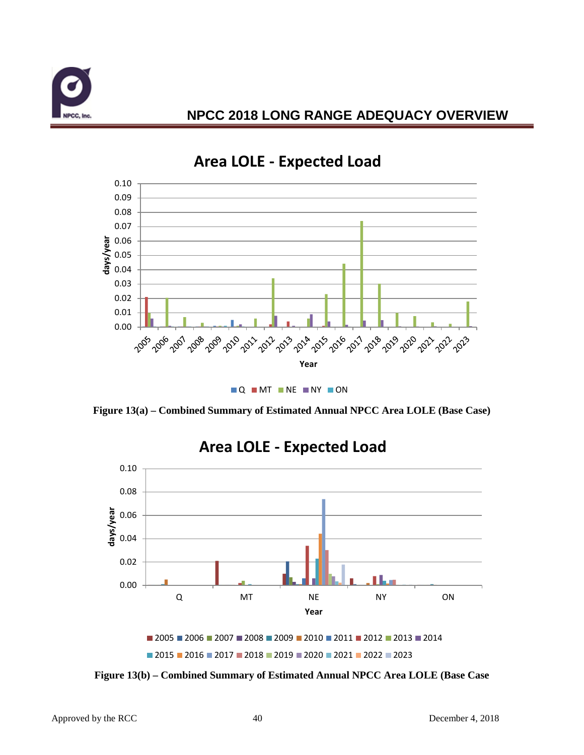Figure 13(a) – Combined Summary of Estimated Annual NPCC Area LOLE (Base Case)

Figure 13(b) – Combined Summary of Estimated Annual NPCC Area LOLE (Base Case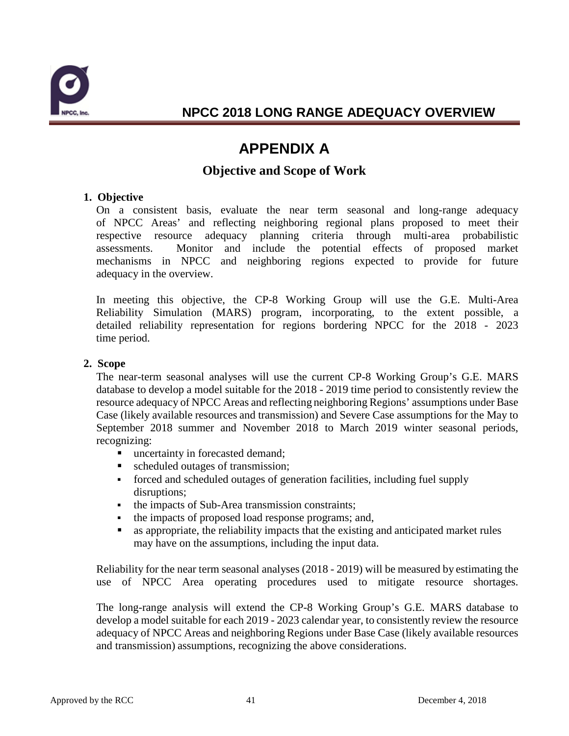# APPENDIX A

## Objective and Scope of Work

### 1. Objective

On a consistent basis, evaluate the near term seasonal and long-range adequacy of NPCC Areas' and reflecting neighboring regional plans proposed to meet their respective resource adequacy planning criteria through multi-area probabilistic assessments. Monitor and include the potential effects of proposed market mechanisms in NPCC and neighboring regions expected to provide for future adequacy in the overview.

In meeting this objective, the CP-8 Working Group will use the G.E. Multi-Area Reliability Simulation (MARS) program, incorporating, to the extent possible, a detailed reliability representation for regions bordering NPCC for the 2018 - 2023 time period.

### 2. Scope

The near-term seasonal analyses will use the current CP-8 Working Group's G.E. MARS database to develop a model suitable for the 2018 - 2019 time period to consistently review the resource adequacy of NPCC Areas and reflecting neighboring Regions' assumptions under Base Case (likely available resources and transmission) and Severe Case assumptions for the May to September 2018 summer and November 2018 to March 2019 winter seasonal periods, recognizing:

- uncertainty in forecasted demand;
- scheduled outages of transmission;
- forced and scheduled outages of generation facilities, including fuel supply disruptions;
- the impacts of Sub-Area transmission constraints;
- the impacts of proposed load response programs; and,
- as appropriate, the reliability impacts that the existing and anticipated market rules may have on the assumptions, including the input data.

Reliability for the near term seasonal analyses (2018 - 2019) will be measured by estimating the use of NPCC Area operating procedures used to mitigate resource shortages.

The long-range analysis will extend the CP-8 Working Group's G.E. MARS database to develop a model suitable for each 2019 - 2023 calendar year, to consistently review the resource adequacy of NPCC Areas and neighboring Regions under Base Case (likely available resources and transmission) assumptions, recognizing the above considerations.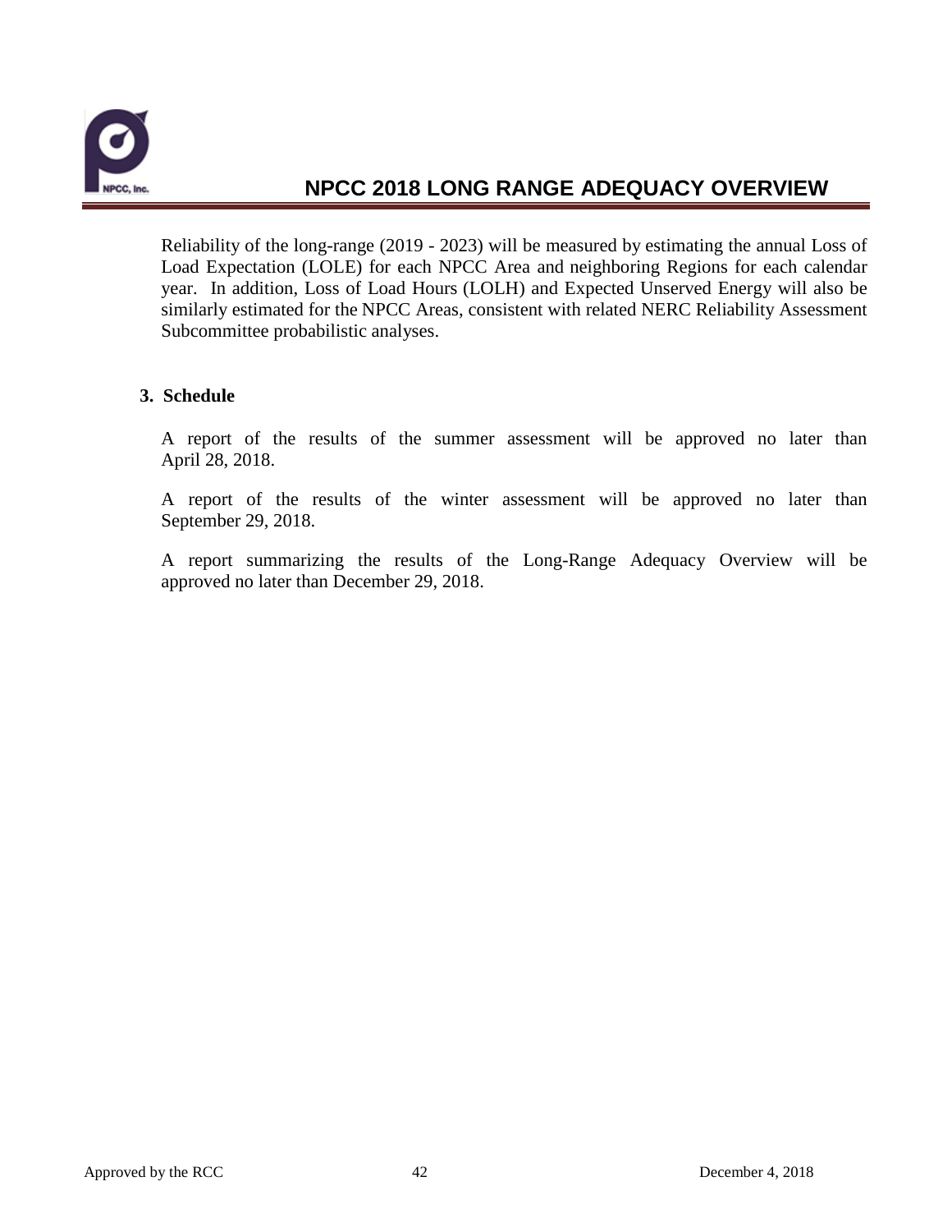Reliability of the long-range (2019 - 2023) will be measured by estimating the annual Loss of Load Expectation (LOLE) for each NPCC Area and neighboring Regions for each calendar year. In addition, Loss of Load Hours (LOLH) and Expected Unserved Energy will also be similarly estimated for the NPCC Areas, consistent with related NERC Reliability Assessment Subcommittee probabilistic analyses.

**3. Schedule**

A report of the results of the summer assessment will be approved no later than April 28, 2018.

A report of the results of the winter assessment will be approved no later than September 29, 2018.

A report summarizing the results of the Long-Range Adequacy Overview will be approved no later than December 29, 2018.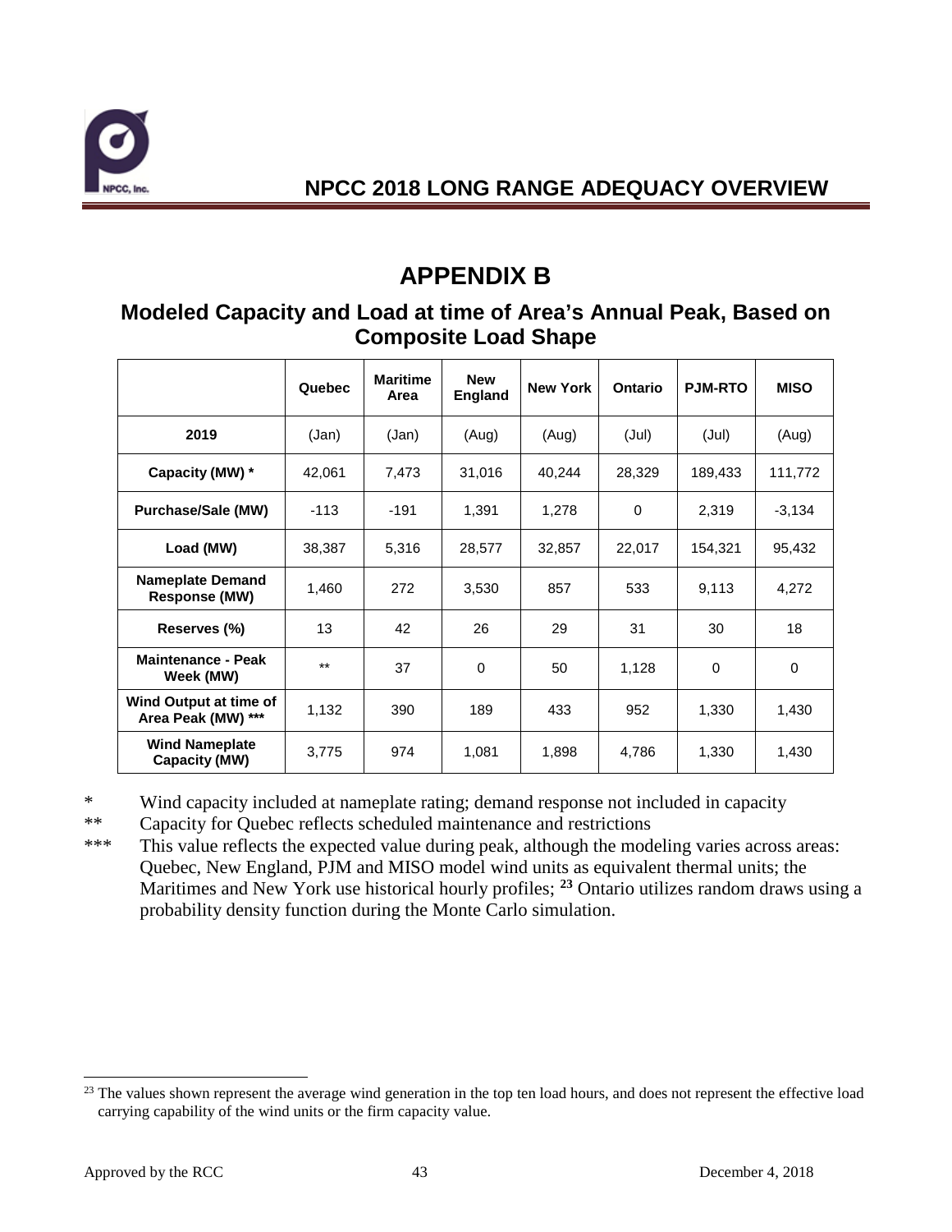# APPENDIX B

## Modeled Capacity and Load at time of Area's Annual Peak, Based on Composite Load Shape

| | Quebec | Maritime Area | New England | New York | Ontario | PJM-RTO | MISO |
|---|---|---|---|---|---|---|---|
| **2019** | (Jan) | (Jan) | (Aug) | (Aug) | (Jul) | (Jul) | (Aug) |
| **Capacity (MW) *** | 42,061 | 7,473 | 31,016 | 40,244 | 28,329 | 189,433 | 111,772 |
| **Purchase/Sale (MW)** | -113 | -191 | 1,391 | 1,278 | 0 | 2,319 | -3,134 |
| **Load (MW)** | 38,387 | 5,316 | 28,577 | 32,857 | 22,017 | 154,321 | 95,432 |
| **Nameplate Demand Response (MW)** | 1,460 | 272 | 3,530 | 857 | 533 | 9,113 | 4,272 |
| **Reserves (%)** | 13 | 42 | 26 | 29 | 31 | 30 | 18 |
| **Maintenance - Peak Week (MW)** | ** | 37 | 0 | 50 | 1,128 | 0 | 0 |
| **Wind Output at time of Area Peak (MW) ***** | 1,132 | 390 | 189 | 433 | 952 | 1,330 | 1,430 |
| **Wind Nameplate Capacity (MW)** | 3,775 | 974 | 1,081 | 1,898 | 4,786 | 1,330 | 1,430 |

\* Wind capacity included at nameplate rating; demand response not included in capacity

\*\* Capacity for Quebec reflects scheduled maintenance and restrictions

\*\*\* This value reflects the expected value during peak, although the modeling varies across areas: Quebec, New England, PJM and MISO model wind units as equivalent thermal units; the Maritimes and New York use historical hourly profiles; [23] Ontario utilizes random draws using a probability density function during the Monte Carlo simulation.

---

[23] The values shown represent the average wind generation in the top ten load hours, and does not represent the effective load carrying capability of the wind units or the firm capacity value.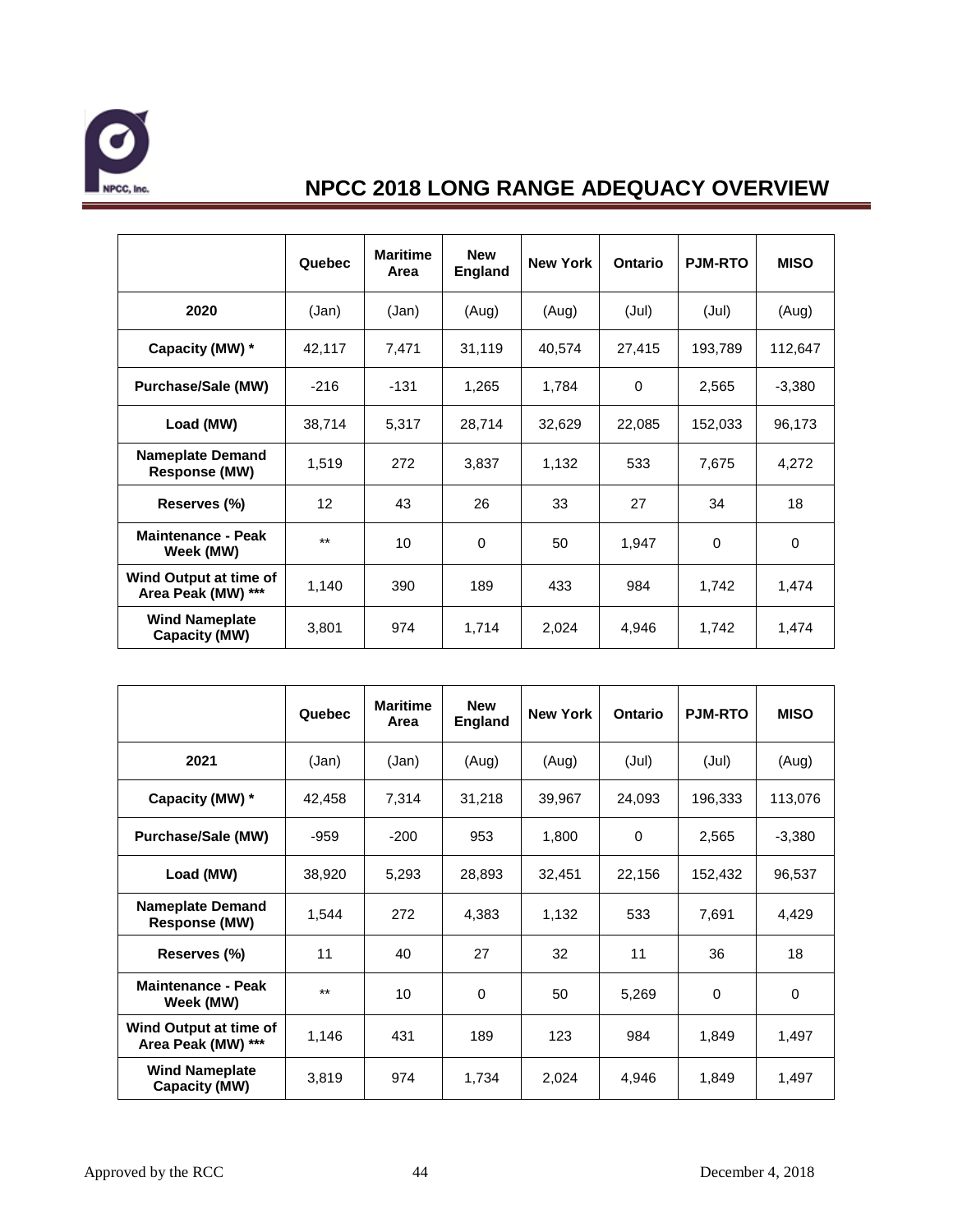# NPCC 2018 LONG RANGE ADEQUACY OVERVIEW

| | Quebec | Maritime Area | New England | New York | Ontario | PJM-RTO | MISO |
|---|---|---|---|---|---|---|---|
| **2020** | (Jan) | (Jan) | (Aug) | (Aug) | (Jul) | (Jul) | (Aug) |
| **Capacity (MW) *** | 42,117 | 7,471 | 31,119 | 40,574 | 27,415 | 193,789 | 112,647 |
| **Purchase/Sale (MW)** | -216 | -131 | 1,265 | 1,784 | 0 | 2,565 | -3,380 |
| **Load (MW)** | 38,714 | 5,317 | 28,714 | 32,629 | 22,085 | 152,033 | 96,173 |
| **Nameplate Demand Response (MW)** | 1,519 | 272 | 3,837 | 1,132 | 533 | 7,675 | 4,272 |
| **Reserves (%)** | 12 | 43 | 26 | 33 | 27 | 34 | 18 |
| **Maintenance - Peak Week (MW)** | ** | 10 | 0 | 50 | 1,947 | 0 | 0 |
| **Wind Output at time of Area Peak (MW) ***** | 1,140 | 390 | 189 | 433 | 984 | 1,742 | 1,474 |
| **Wind Nameplate Capacity (MW)** | 3,801 | 974 | 1,714 | 2,024 | 4,946 | 1,742 | 1,474 |

| | Quebec | Maritime Area | New England | New York | Ontario | PJM-RTO | MISO |
|---|---|---|---|---|---|---|---|
| **2021** | (Jan) | (Jan) | (Aug) | (Aug) | (Jul) | (Jul) | (Aug) |
| **Capacity (MW) *** | 42,458 | 7,314 | 31,218 | 39,967 | 24,093 | 196,333 | 113,076 |
| **Purchase/Sale (MW)** | -959 | -200 | 953 | 1,800 | 0 | 2,565 | -3,380 |
| **Load (MW)** | 38,920 | 5,293 | 28,893 | 32,451 | 22,156 | 152,432 | 96,537 |
| **Nameplate Demand Response (MW)** | 1,544 | 272 | 4,383 | 1,132 | 533 | 7,691 | 4,429 |
| **Reserves (%)** | 11 | 40 | 27 | 32 | 11 | 36 | 18 |
| **Maintenance - Peak Week (MW)** | ** | 10 | 0 | 50 | 5,269 | 0 | 0 |
| **Wind Output at time of Area Peak (MW) ***** | 1,146 | 431 | 189 | 123 | 984 | 1,849 | 1,497 |
| **Wind Nameplate Capacity (MW)** | 3,819 | 974 | 1,734 | 2,024 | 4,946 | 1,849 | 1,497 |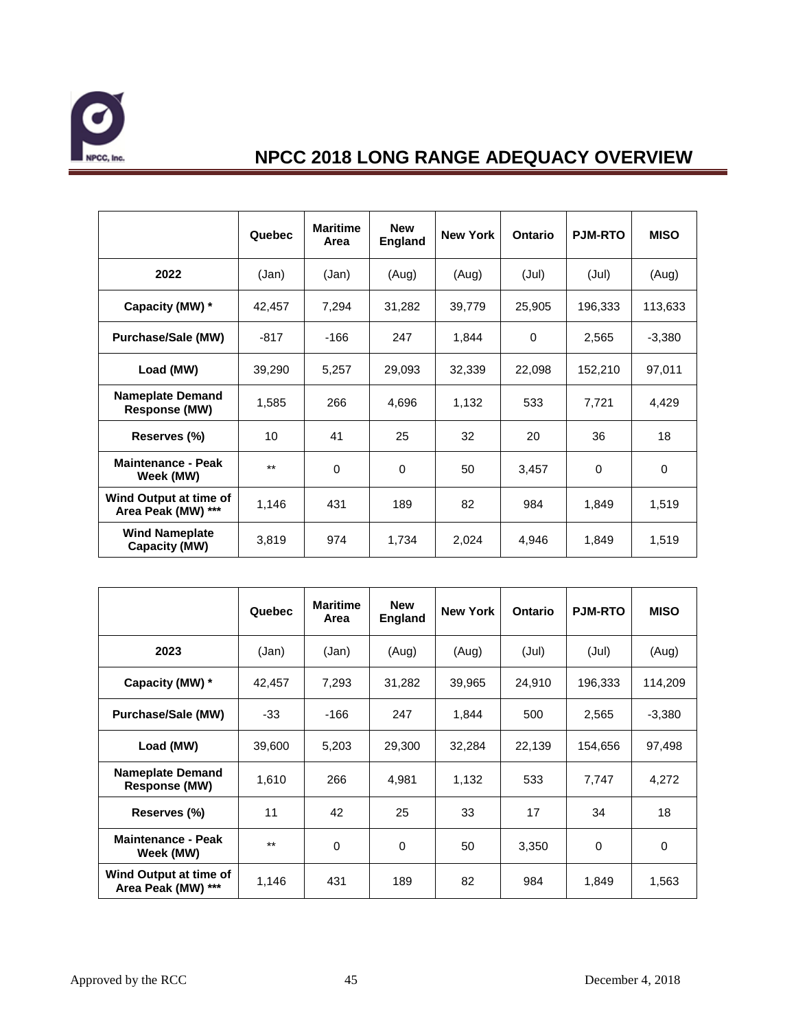# NPCC 2018 LONG RANGE ADEQUACY OVERVIEW

| | Quebec | Maritime Area | New England | New York | Ontario | PJM-RTO | MISO |
|---|---|---|---|---|---|---|---|
| **2022** | (Jan) | (Jan) | (Aug) | (Aug) | (Jul) | (Jul) | (Aug) |
| **Capacity (MW) *** | 42,457 | 7,294 | 31,282 | 39,779 | 25,905 | 196,333 | 113,633 |
| **Purchase/Sale (MW)** | -817 | -166 | 247 | 1,844 | 0 | 2,565 | -3,380 |
| **Load (MW)** | 39,290 | 5,257 | 29,093 | 32,339 | 22,098 | 152,210 | 97,011 |
| **Nameplate Demand Response (MW)** | 1,585 | 266 | 4,696 | 1,132 | 533 | 7,721 | 4,429 |
| **Reserves (%)** | 10 | 41 | 25 | 32 | 20 | 36 | 18 |
| **Maintenance - Peak Week (MW)** | ** | 0 | 0 | 50 | 3,457 | 0 | 0 |
| **Wind Output at time of Area Peak (MW) ***** | 1,146 | 431 | 189 | 82 | 984 | 1,849 | 1,519 |
| **Wind Nameplate Capacity (MW)** | 3,819 | 974 | 1,734 | 2,024 | 4,946 | 1,849 | 1,519 |

| | Quebec | Maritime Area | New England | New York | Ontario | PJM-RTO | MISO |
|---|---|---|---|---|---|---|---|
| **2023** | (Jan) | (Jan) | (Aug) | (Aug) | (Jul) | (Jul) | (Aug) |
| **Capacity (MW) *** | 42,457 | 7,293 | 31,282 | 39,965 | 24,910 | 196,333 | 114,209 |
| **Purchase/Sale (MW)** | -33 | -166 | 247 | 1,844 | 500 | 2,565 | -3,380 |
| **Load (MW)** | 39,600 | 5,203 | 29,300 | 32,284 | 22,139 | 154,656 | 97,498 |
| **Nameplate Demand Response (MW)** | 1,610 | 266 | 4,981 | 1,132 | 533 | 7,747 | 4,272 |
| **Reserves (%)** | 11 | 42 | 25 | 33 | 17 | 34 | 18 |
| **Maintenance - Peak Week (MW)** | ** | 0 | 0 | 50 | 3,350 | 0 | 0 |
| **Wind Output at time of Area Peak (MW) ***** | 1,146 | 431 | 189 | 82 | 984 | 1,849 | 1,563 |